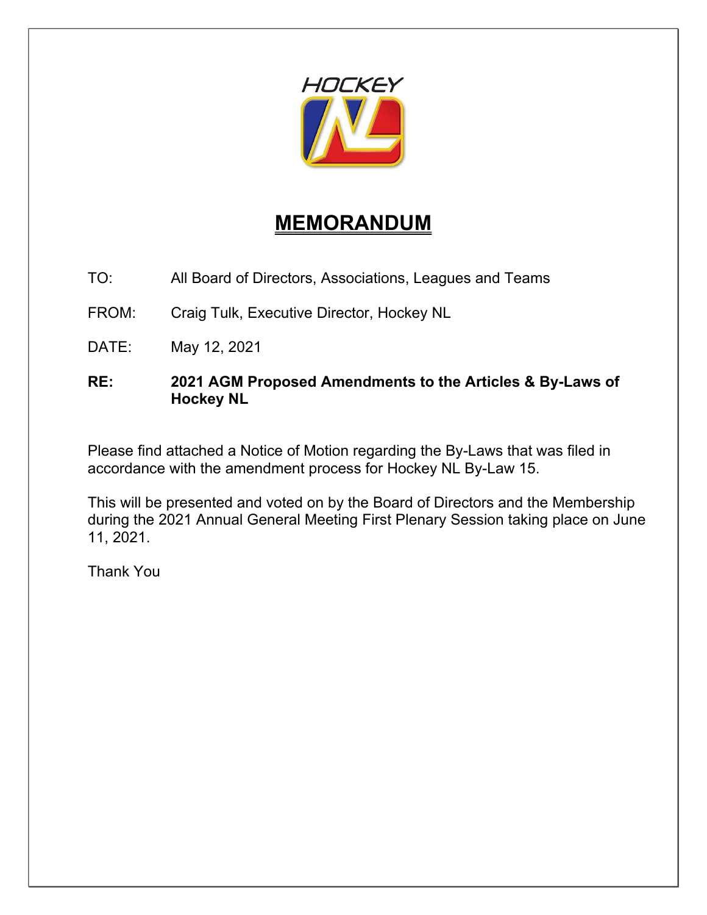# MEMORANDUM

TO: All Board of Directors, Associations, Leagues and Teams

FROM: Craig Tulk, Executive Director, Hockey NL

DATE: May 12, 2021

**RE: 2021 AGM Proposed Amendments to the Articles & By-Laws of Hockey NL**

Please find attached a Notice of Motion regarding the By-Laws that was filed in accordance with the amendment process for Hockey NL By-Law 15.

This will be presented and voted on by the Board of Directors and the Membership during the 2021 Annual General Meeting First Plenary Session taking place on June 11, 2021.

Thank You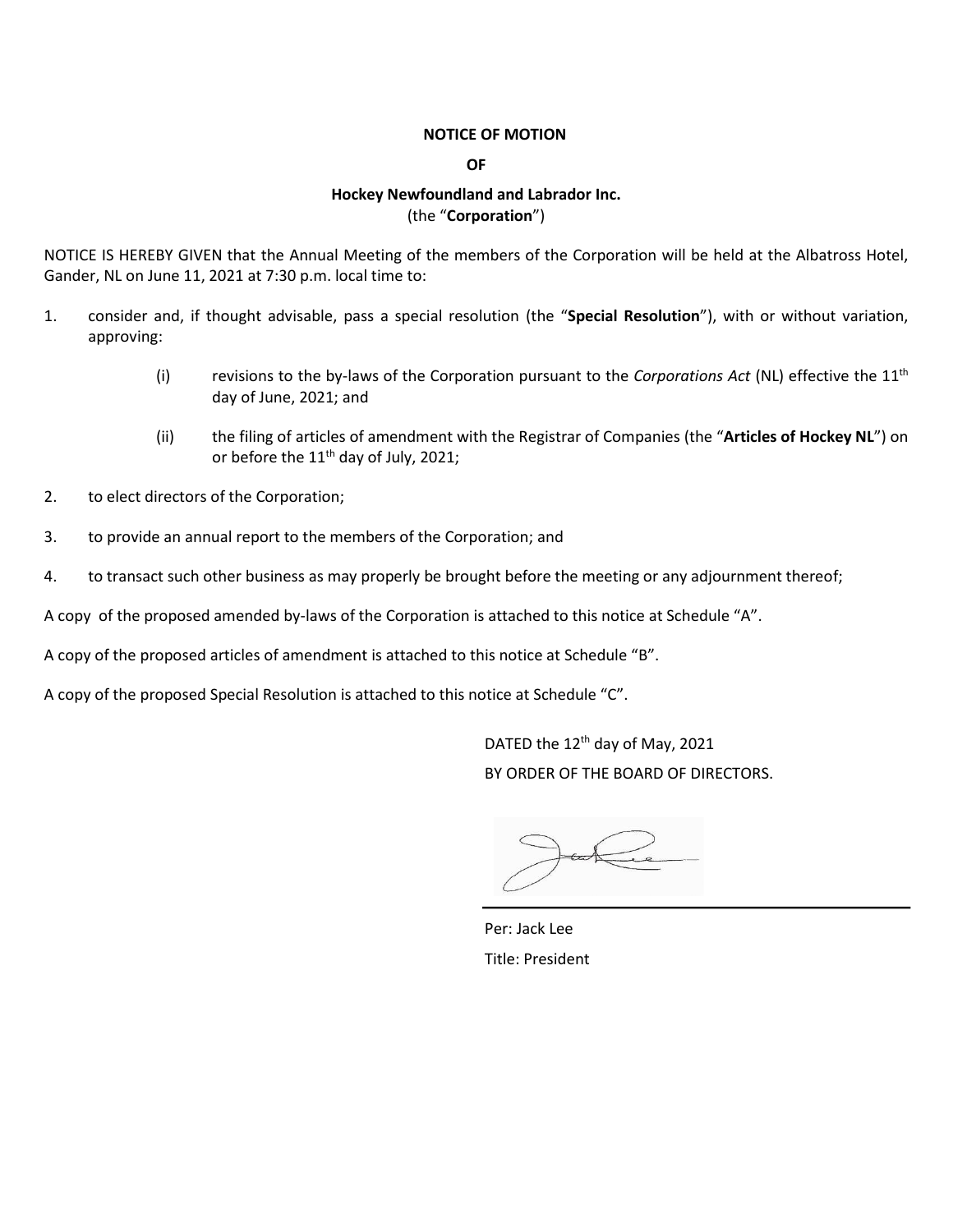**NOTICE OF MOTION**

**OF**

**Hockey Newfoundland and Labrador Inc.**
(the "**Corporation**")

NOTICE IS HEREBY GIVEN that the Annual Meeting of the members of the Corporation will be held at the Albatross Hotel, Gander, NL on June 11, 2021 at 7:30 p.m. local time to:

1. consider and, if thought advisable, pass a special resolution (the "**Special Resolution**"), with or without variation, approving:

    (i) revisions to the by-laws of the Corporation pursuant to the *Corporations Act* (NL) effective the 11th day of June, 2021; and

    (ii) the filing of articles of amendment with the Registrar of Companies (the "**Articles of Hockey NL**") on or before the 11th day of July, 2021;

2. to elect directors of the Corporation;

3. to provide an annual report to the members of the Corporation; and

4. to transact such other business as may properly be brought before the meeting or any adjournment thereof;

A copy of the proposed amended by-laws of the Corporation is attached to this notice at Schedule "A".

A copy of the proposed articles of amendment is attached to this notice at Schedule "B".

A copy of the proposed Special Resolution is attached to this notice at Schedule "C".

DATED the 12th day of May, 2021

BY ORDER OF THE BOARD OF DIRECTORS.

Per: Jack Lee

Title: President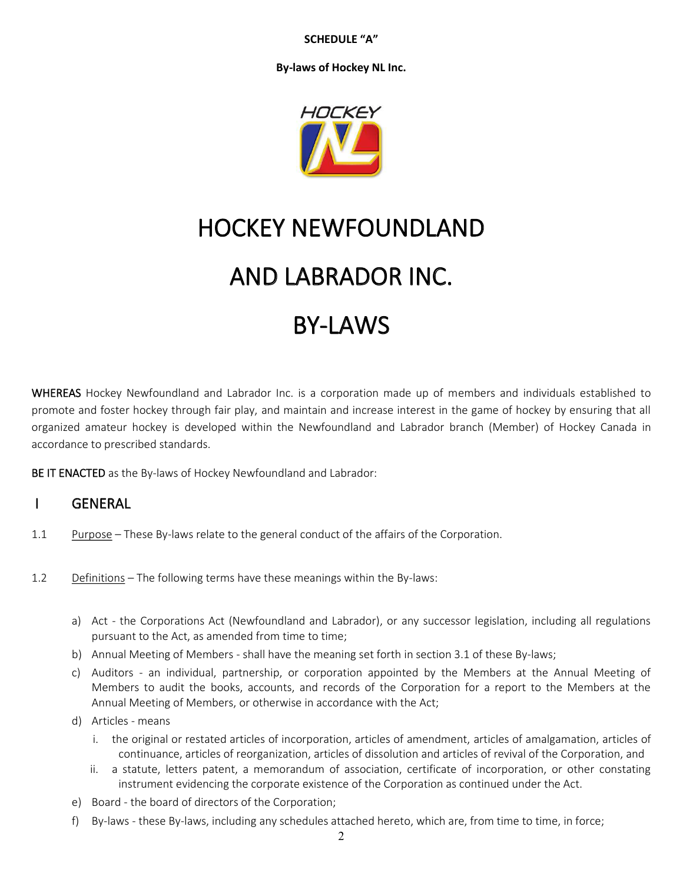**SCHEDULE "A"**

**By-laws of Hockey NL Inc.**

# HOCKEY NEWFOUNDLAND AND LABRADOR INC. BY-LAWS

**WHEREAS** Hockey Newfoundland and Labrador Inc. is a corporation made up of members and individuals established to promote and foster hockey through fair play, and maintain and increase interest in the game of hockey by ensuring that all organized amateur hockey is developed within the Newfoundland and Labrador branch (Member) of Hockey Canada in accordance to prescribed standards.

**BE IT ENACTED** as the By-laws of Hockey Newfoundland and Labrador:

## I GENERAL

1.1 Purpose – These By-laws relate to the general conduct of the affairs of the Corporation.

1.2 Definitions – The following terms have these meanings within the By-laws:

a) Act - the Corporations Act (Newfoundland and Labrador), or any successor legislation, including all regulations pursuant to the Act, as amended from time to time;
b) Annual Meeting of Members - shall have the meaning set forth in section 3.1 of these By-laws;
c) Auditors - an individual, partnership, or corporation appointed by the Members at the Annual Meeting of Members to audit the books, accounts, and records of the Corporation for a report to the Members at the Annual Meeting of Members, or otherwise in accordance with the Act;
d) Articles - means
   i. the original or restated articles of incorporation, articles of amendment, articles of amalgamation, articles of continuance, articles of reorganization, articles of dissolution and articles of revival of the Corporation, and
   ii. a statute, letters patent, a memorandum of association, certificate of incorporation, or other constating instrument evidencing the corporate existence of the Corporation as continued under the Act.
e) Board - the board of directors of the Corporation;
f) By-laws - these By-laws, including any schedules attached hereto, which are, from time to time, in force;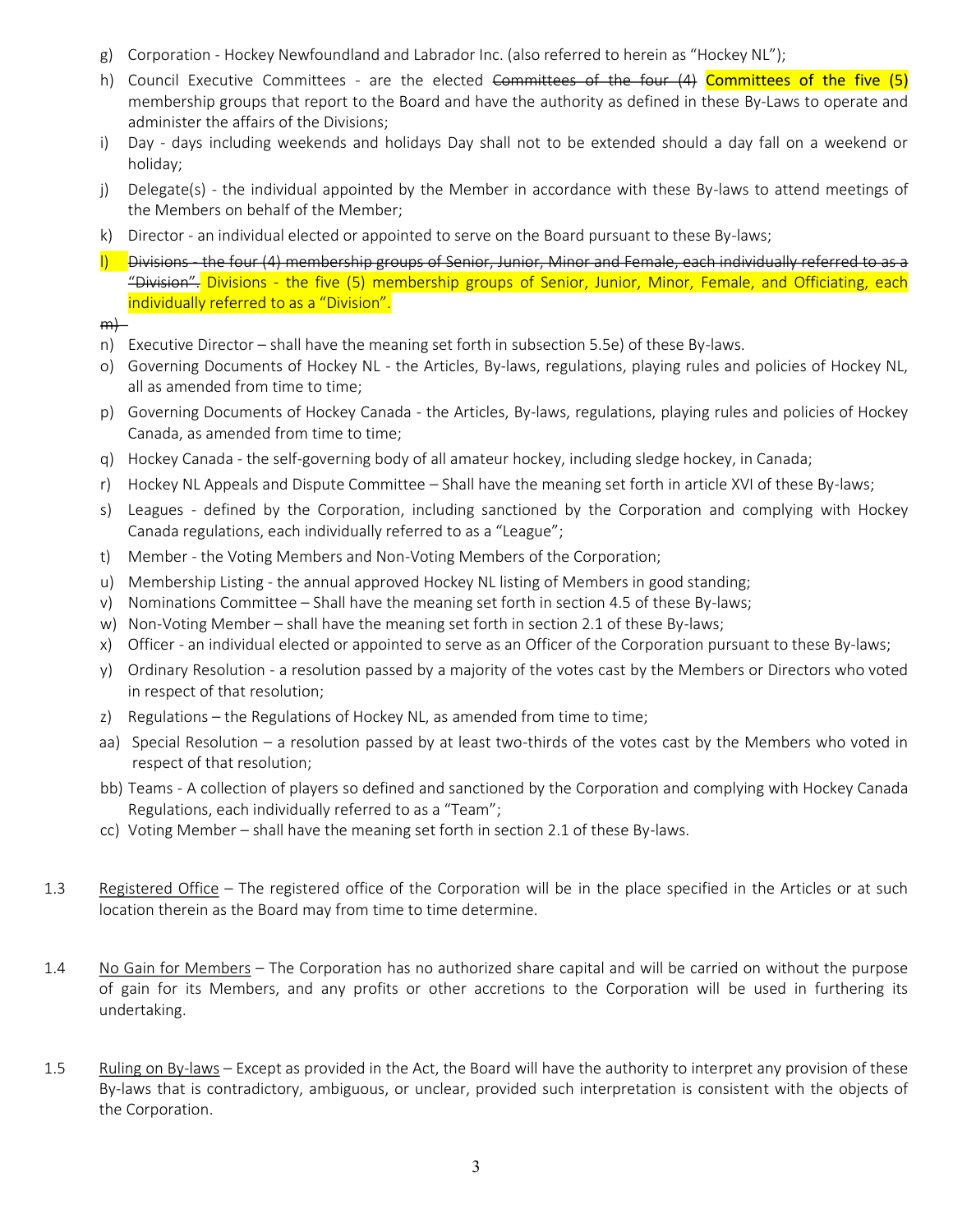g) Corporation - Hockey Newfoundland and Labrador Inc. (also referred to herein as "Hockey NL");

h) Council Executive Committees - are the elected ~~Committees of the four (4)~~ Committees of the five (5) membership groups that report to the Board and have the authority as defined in these By-Laws to operate and administer the affairs of the Divisions;

i) Day - days including weekends and holidays Day shall not to be extended should a day fall on a weekend or holiday;

j) Delegate(s) - the individual appointed by the Member in accordance with these By-laws to attend meetings of the Members on behalf of the Member;

k) Director - an individual elected or appointed to serve on the Board pursuant to these By-laws;

l) ~~Divisions - the four (4) membership groups of Senior, Junior, Minor and Female, each individually referred to as a "Division".~~ Divisions - the five (5) membership groups of Senior, Junior, Minor, Female, and Officiating, each individually referred to as a "Division".

~~m)~~

n) Executive Director – shall have the meaning set forth in subsection 5.5e) of these By-laws.

o) Governing Documents of Hockey NL - the Articles, By-laws, regulations, playing rules and policies of Hockey NL, all as amended from time to time;

p) Governing Documents of Hockey Canada - the Articles, By-laws, regulations, playing rules and policies of Hockey Canada, as amended from time to time;

q) Hockey Canada - the self-governing body of all amateur hockey, including sledge hockey, in Canada;

r) Hockey NL Appeals and Dispute Committee – Shall have the meaning set forth in article XVI of these By-laws;

s) Leagues - defined by the Corporation, including sanctioned by the Corporation and complying with Hockey Canada regulations, each individually referred to as a "League";

t) Member - the Voting Members and Non-Voting Members of the Corporation;

u) Membership Listing - the annual approved Hockey NL listing of Members in good standing;

v) Nominations Committee – Shall have the meaning set forth in section 4.5 of these By-laws;

w) Non-Voting Member – shall have the meaning set forth in section 2.1 of these By-laws;

x) Officer - an individual elected or appointed to serve as an Officer of the Corporation pursuant to these By-laws;

y) Ordinary Resolution - a resolution passed by a majority of the votes cast by the Members or Directors who voted in respect of that resolution;

z) Regulations – the Regulations of Hockey NL, as amended from time to time;

aa) Special Resolution – a resolution passed by at least two-thirds of the votes cast by the Members who voted in respect of that resolution;

bb) Teams - A collection of players so defined and sanctioned by the Corporation and complying with Hockey Canada Regulations, each individually referred to as a "Team";

cc) Voting Member – shall have the meaning set forth in section 2.1 of these By-laws.

1.3 Registered Office – The registered office of the Corporation will be in the place specified in the Articles or at such location therein as the Board may from time to time determine.

1.4 No Gain for Members – The Corporation has no authorized share capital and will be carried on without the purpose of gain for its Members, and any profits or other accretions to the Corporation will be used in furthering its undertaking.

1.5 Ruling on By-laws – Except as provided in the Act, the Board will have the authority to interpret any provision of these By-laws that is contradictory, ambiguous, or unclear, provided such interpretation is consistent with the objects of the Corporation.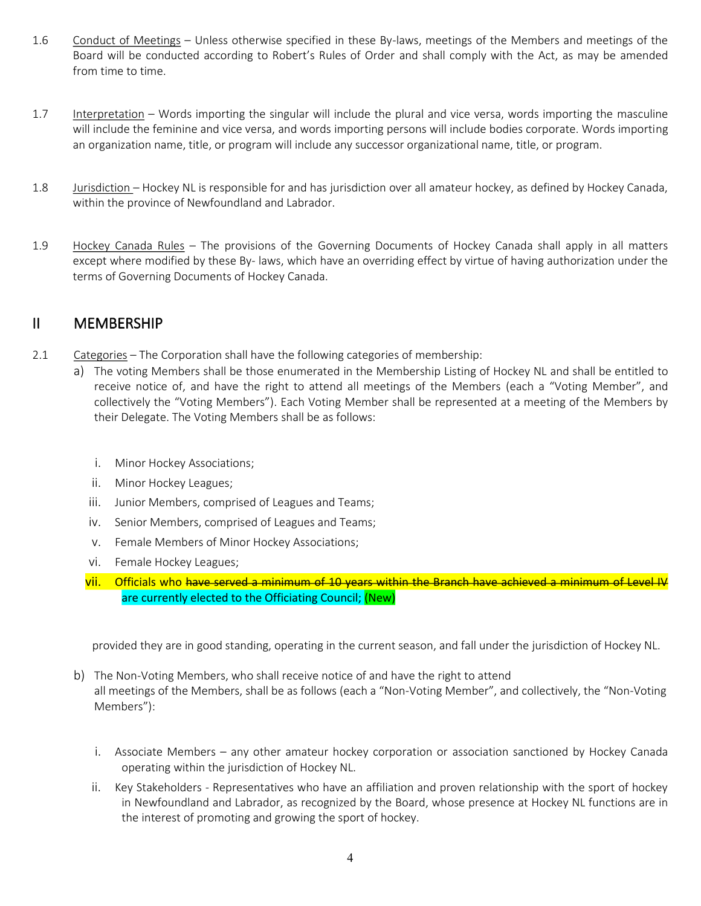1.6 Conduct of Meetings – Unless otherwise specified in these By-laws, meetings of the Members and meetings of the Board will be conducted according to Robert's Rules of Order and shall comply with the Act, as may be amended from time to time.

1.7 Interpretation – Words importing the singular will include the plural and vice versa, words importing the masculine will include the feminine and vice versa, and words importing persons will include bodies corporate. Words importing an organization name, title, or program will include any successor organizational name, title, or program.

1.8 Jurisdiction – Hockey NL is responsible for and has jurisdiction over all amateur hockey, as defined by Hockey Canada, within the province of Newfoundland and Labrador.

1.9 Hockey Canada Rules – The provisions of the Governing Documents of Hockey Canada shall apply in all matters except where modified by these By- laws, which have an overriding effect by virtue of having authorization under the terms of Governing Documents of Hockey Canada.

## II MEMBERSHIP

2.1 Categories – The Corporation shall have the following categories of membership:

a) The voting Members shall be those enumerated in the Membership Listing of Hockey NL and shall be entitled to receive notice of, and have the right to attend all meetings of the Members (each a "Voting Member", and collectively the "Voting Members"). Each Voting Member shall be represented at a meeting of the Members by their Delegate. The Voting Members shall be as follows:

   i. Minor Hockey Associations;
   ii. Minor Hockey Leagues;
   iii. Junior Members, comprised of Leagues and Teams;
   iv. Senior Members, comprised of Leagues and Teams;
   v. Female Members of Minor Hockey Associations;
   vi. Female Hockey Leagues;
   vii. Officials who ~~have served a minimum of 10 years within the Branch have achieved a minimum of Level IV~~ are currently elected to the Officiating Council; (New)

   provided they are in good standing, operating in the current season, and fall under the jurisdiction of Hockey NL.

b) The Non-Voting Members, who shall receive notice of and have the right to attend all meetings of the Members, shall be as follows (each a "Non-Voting Member", and collectively, the "Non-Voting Members"):

   i. Associate Members – any other amateur hockey corporation or association sanctioned by Hockey Canada operating within the jurisdiction of Hockey NL.
   ii. Key Stakeholders - Representatives who have an affiliation and proven relationship with the sport of hockey in Newfoundland and Labrador, as recognized by the Board, whose presence at Hockey NL functions are in the interest of promoting and growing the sport of hockey.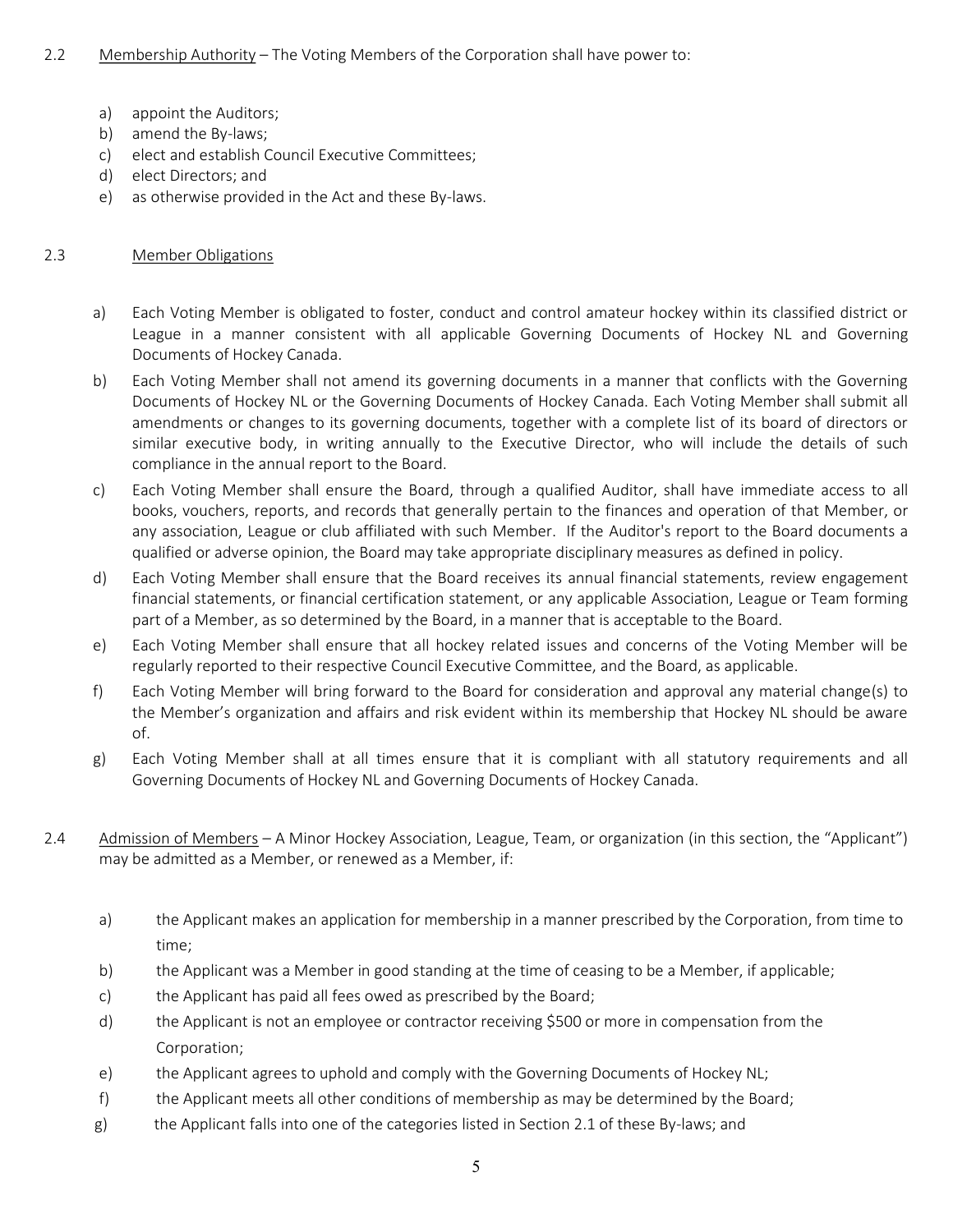2.2 Membership Authority – The Voting Members of the Corporation shall have power to:

a) appoint the Auditors;
b) amend the By-laws;
c) elect and establish Council Executive Committees;
d) elect Directors; and
e) as otherwise provided in the Act and these By-laws.

2.3 Member Obligations

a) Each Voting Member is obligated to foster, conduct and control amateur hockey within its classified district or League in a manner consistent with all applicable Governing Documents of Hockey NL and Governing Documents of Hockey Canada.
b) Each Voting Member shall not amend its governing documents in a manner that conflicts with the Governing Documents of Hockey NL or the Governing Documents of Hockey Canada. Each Voting Member shall submit all amendments or changes to its governing documents, together with a complete list of its board of directors or similar executive body, in writing annually to the Executive Director, who will include the details of such compliance in the annual report to the Board.
c) Each Voting Member shall ensure the Board, through a qualified Auditor, shall have immediate access to all books, vouchers, reports, and records that generally pertain to the finances and operation of that Member, or any association, League or club affiliated with such Member. If the Auditor's report to the Board documents a qualified or adverse opinion, the Board may take appropriate disciplinary measures as defined in policy.
d) Each Voting Member shall ensure that the Board receives its annual financial statements, review engagement financial statements, or financial certification statement, or any applicable Association, League or Team forming part of a Member, as so determined by the Board, in a manner that is acceptable to the Board.
e) Each Voting Member shall ensure that all hockey related issues and concerns of the Voting Member will be regularly reported to their respective Council Executive Committee, and the Board, as applicable.
f) Each Voting Member will bring forward to the Board for consideration and approval any material change(s) to the Member's organization and affairs and risk evident within its membership that Hockey NL should be aware of.
g) Each Voting Member shall at all times ensure that it is compliant with all statutory requirements and all Governing Documents of Hockey NL and Governing Documents of Hockey Canada.

2.4 Admission of Members – A Minor Hockey Association, League, Team, or organization (in this section, the "Applicant") may be admitted as a Member, or renewed as a Member, if:

a) the Applicant makes an application for membership in a manner prescribed by the Corporation, from time to time;
b) the Applicant was a Member in good standing at the time of ceasing to be a Member, if applicable;
c) the Applicant has paid all fees owed as prescribed by the Board;
d) the Applicant is not an employee or contractor receiving $500 or more in compensation from the Corporation;
e) the Applicant agrees to uphold and comply with the Governing Documents of Hockey NL;
f) the Applicant meets all other conditions of membership as may be determined by the Board;
g) the Applicant falls into one of the categories listed in Section 2.1 of these By-laws; and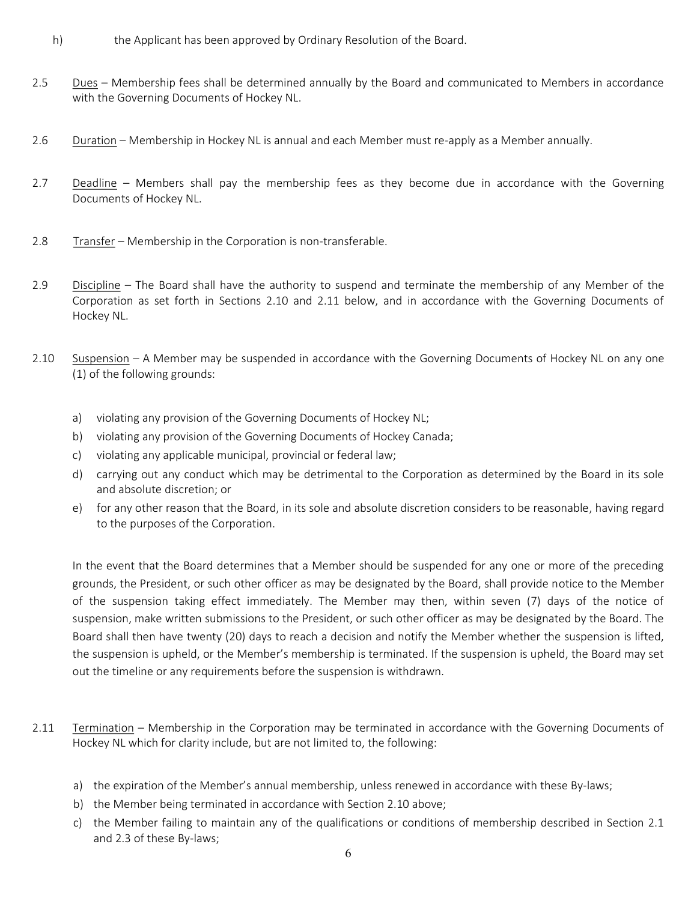h) the Applicant has been approved by Ordinary Resolution of the Board.

2.5 Dues – Membership fees shall be determined annually by the Board and communicated to Members in accordance with the Governing Documents of Hockey NL.

2.6 Duration – Membership in Hockey NL is annual and each Member must re-apply as a Member annually.

2.7 Deadline – Members shall pay the membership fees as they become due in accordance with the Governing Documents of Hockey NL.

2.8 Transfer – Membership in the Corporation is non-transferable.

2.9 Discipline – The Board shall have the authority to suspend and terminate the membership of any Member of the Corporation as set forth in Sections 2.10 and 2.11 below, and in accordance with the Governing Documents of Hockey NL.

2.10 Suspension – A Member may be suspended in accordance with the Governing Documents of Hockey NL on any one (1) of the following grounds:

a) violating any provision of the Governing Documents of Hockey NL;
b) violating any provision of the Governing Documents of Hockey Canada;
c) violating any applicable municipal, provincial or federal law;
d) carrying out any conduct which may be detrimental to the Corporation as determined by the Board in its sole and absolute discretion; or
e) for any other reason that the Board, in its sole and absolute discretion considers to be reasonable, having regard to the purposes of the Corporation.

In the event that the Board determines that a Member should be suspended for any one or more of the preceding grounds, the President, or such other officer as may be designated by the Board, shall provide notice to the Member of the suspension taking effect immediately. The Member may then, within seven (7) days of the notice of suspension, make written submissions to the President, or such other officer as may be designated by the Board. The Board shall then have twenty (20) days to reach a decision and notify the Member whether the suspension is lifted, the suspension is upheld, or the Member's membership is terminated. If the suspension is upheld, the Board may set out the timeline or any requirements before the suspension is withdrawn.

2.11 Termination – Membership in the Corporation may be terminated in accordance with the Governing Documents of Hockey NL which for clarity include, but are not limited to, the following:

a) the expiration of the Member's annual membership, unless renewed in accordance with these By-laws;
b) the Member being terminated in accordance with Section 2.10 above;
c) the Member failing to maintain any of the qualifications or conditions of membership described in Section 2.1 and 2.3 of these By-laws;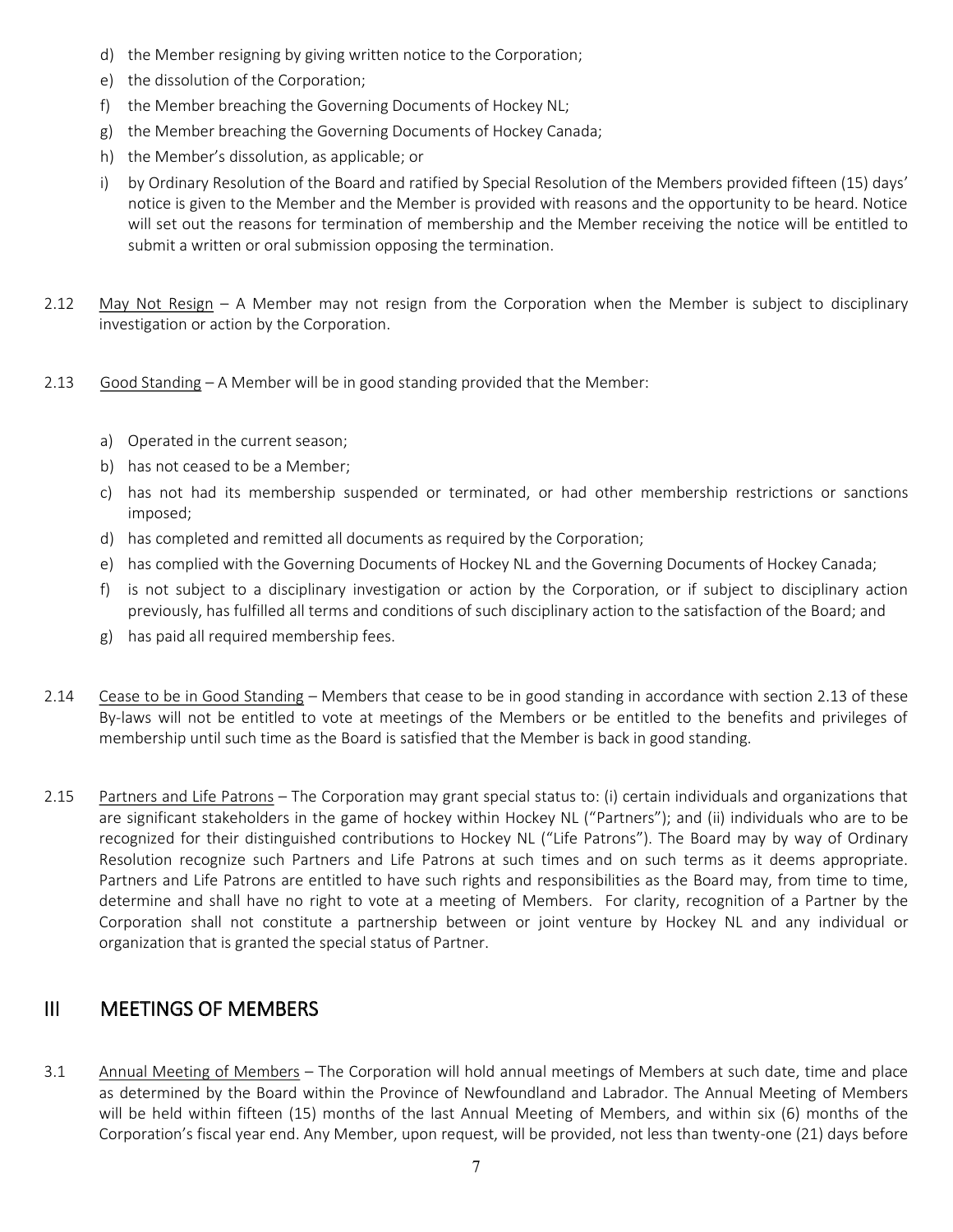d) the Member resigning by giving written notice to the Corporation;
e) the dissolution of the Corporation;
f) the Member breaching the Governing Documents of Hockey NL;
g) the Member breaching the Governing Documents of Hockey Canada;
h) the Member's dissolution, as applicable; or
i) by Ordinary Resolution of the Board and ratified by Special Resolution of the Members provided fifteen (15) days' notice is given to the Member and the Member is provided with reasons and the opportunity to be heard. Notice will set out the reasons for termination of membership and the Member receiving the notice will be entitled to submit a written or oral submission opposing the termination.

2.12 May Not Resign – A Member may not resign from the Corporation when the Member is subject to disciplinary investigation or action by the Corporation.

2.13 Good Standing – A Member will be in good standing provided that the Member:

a) Operated in the current season;
b) has not ceased to be a Member;
c) has not had its membership suspended or terminated, or had other membership restrictions or sanctions imposed;
d) has completed and remitted all documents as required by the Corporation;
e) has complied with the Governing Documents of Hockey NL and the Governing Documents of Hockey Canada;
f) is not subject to a disciplinary investigation or action by the Corporation, or if subject to disciplinary action previously, has fulfilled all terms and conditions of such disciplinary action to the satisfaction of the Board; and
g) has paid all required membership fees.

2.14 Cease to be in Good Standing – Members that cease to be in good standing in accordance with section 2.13 of these By-laws will not be entitled to vote at meetings of the Members or be entitled to the benefits and privileges of membership until such time as the Board is satisfied that the Member is back in good standing.

2.15 Partners and Life Patrons – The Corporation may grant special status to: (i) certain individuals and organizations that are significant stakeholders in the game of hockey within Hockey NL ("Partners"); and (ii) individuals who are to be recognized for their distinguished contributions to Hockey NL ("Life Patrons"). The Board may by way of Ordinary Resolution recognize such Partners and Life Patrons at such times and on such terms as it deems appropriate. Partners and Life Patrons are entitled to have such rights and responsibilities as the Board may, from time to time, determine and shall have no right to vote at a meeting of Members. For clarity, recognition of a Partner by the Corporation shall not constitute a partnership between or joint venture by Hockey NL and any individual or organization that is granted the special status of Partner.

## III MEETINGS OF MEMBERS

3.1 Annual Meeting of Members – The Corporation will hold annual meetings of Members at such date, time and place as determined by the Board within the Province of Newfoundland and Labrador. The Annual Meeting of Members will be held within fifteen (15) months of the last Annual Meeting of Members, and within six (6) months of the Corporation's fiscal year end. Any Member, upon request, will be provided, not less than twenty-one (21) days before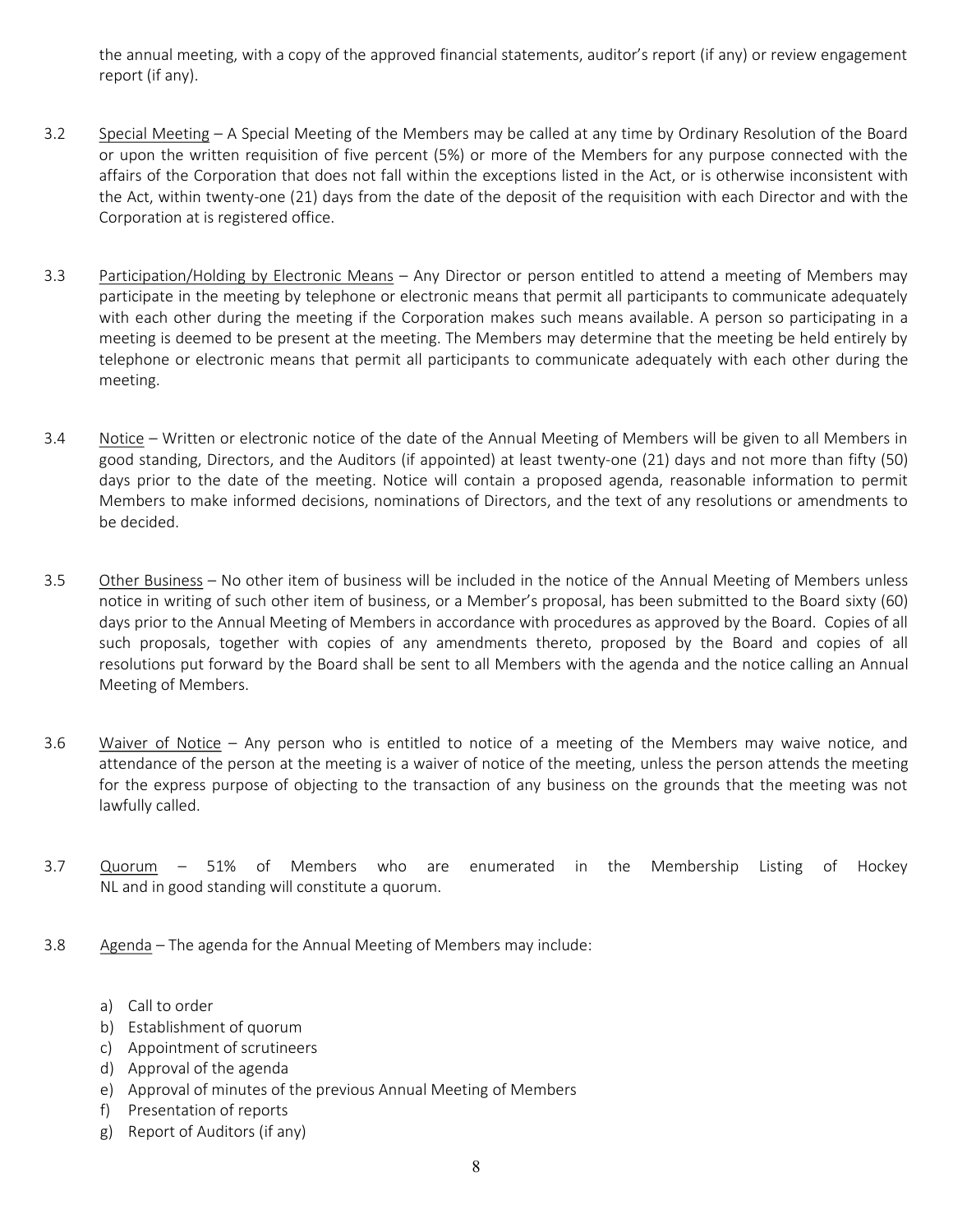the annual meeting, with a copy of the approved financial statements, auditor's report (if any) or review engagement report (if any).

3.2 Special Meeting – A Special Meeting of the Members may be called at any time by Ordinary Resolution of the Board or upon the written requisition of five percent (5%) or more of the Members for any purpose connected with the affairs of the Corporation that does not fall within the exceptions listed in the Act, or is otherwise inconsistent with the Act, within twenty-one (21) days from the date of the deposit of the requisition with each Director and with the Corporation at is registered office.

3.3 Participation/Holding by Electronic Means – Any Director or person entitled to attend a meeting of Members may participate in the meeting by telephone or electronic means that permit all participants to communicate adequately with each other during the meeting if the Corporation makes such means available. A person so participating in a meeting is deemed to be present at the meeting. The Members may determine that the meeting be held entirely by telephone or electronic means that permit all participants to communicate adequately with each other during the meeting.

3.4 Notice – Written or electronic notice of the date of the Annual Meeting of Members will be given to all Members in good standing, Directors, and the Auditors (if appointed) at least twenty-one (21) days and not more than fifty (50) days prior to the date of the meeting. Notice will contain a proposed agenda, reasonable information to permit Members to make informed decisions, nominations of Directors, and the text of any resolutions or amendments to be decided.

3.5 Other Business – No other item of business will be included in the notice of the Annual Meeting of Members unless notice in writing of such other item of business, or a Member's proposal, has been submitted to the Board sixty (60) days prior to the Annual Meeting of Members in accordance with procedures as approved by the Board. Copies of all such proposals, together with copies of any amendments thereto, proposed by the Board and copies of all resolutions put forward by the Board shall be sent to all Members with the agenda and the notice calling an Annual Meeting of Members.

3.6 Waiver of Notice – Any person who is entitled to notice of a meeting of the Members may waive notice, and attendance of the person at the meeting is a waiver of notice of the meeting, unless the person attends the meeting for the express purpose of objecting to the transaction of any business on the grounds that the meeting was not lawfully called.

3.7 Quorum – 51% of Members who are enumerated in the Membership Listing of Hockey NL and in good standing will constitute a quorum.

3.8 Agenda – The agenda for the Annual Meeting of Members may include:

a) Call to order
b) Establishment of quorum
c) Appointment of scrutineers
d) Approval of the agenda
e) Approval of minutes of the previous Annual Meeting of Members
f) Presentation of reports
g) Report of Auditors (if any)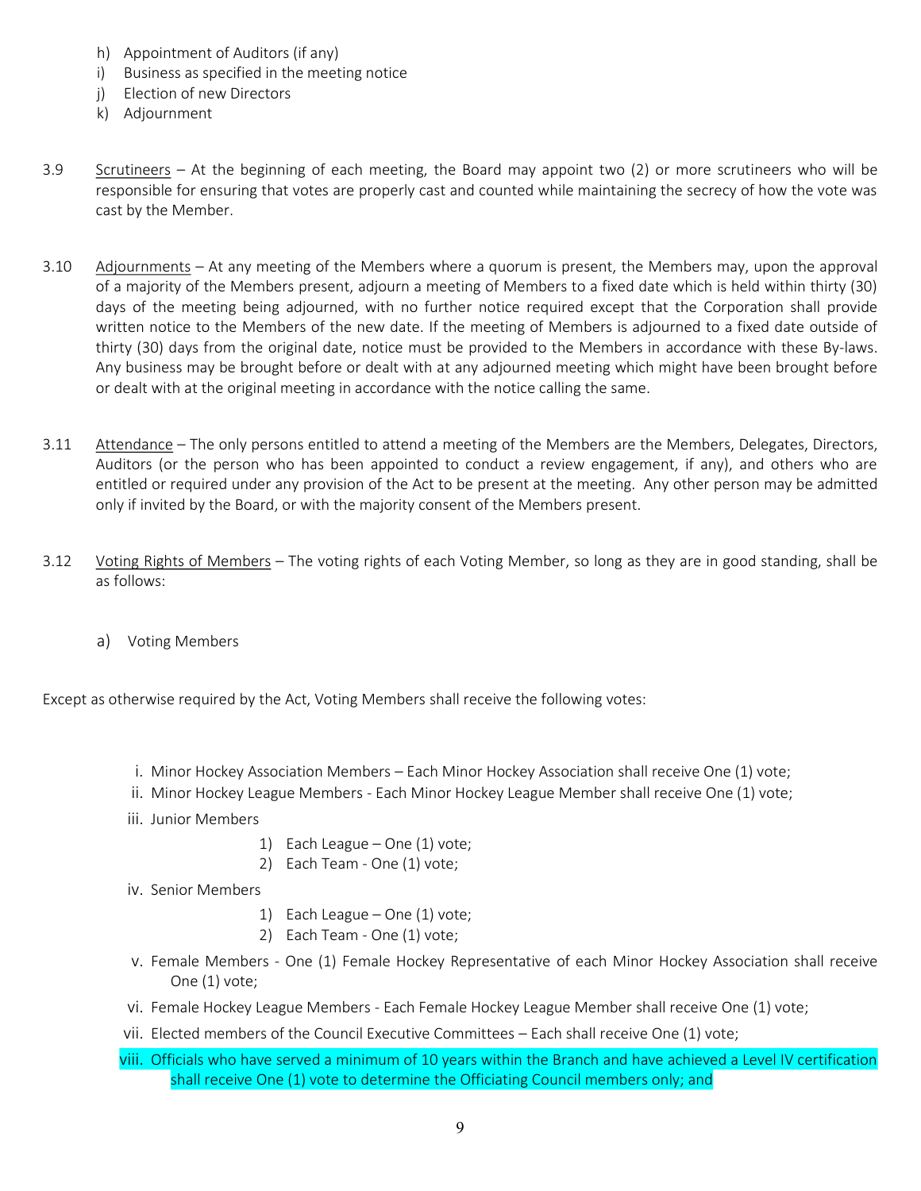h) Appointment of Auditors (if any)
i) Business as specified in the meeting notice
j) Election of new Directors
k) Adjournment

3.9 Scrutineers – At the beginning of each meeting, the Board may appoint two (2) or more scrutineers who will be responsible for ensuring that votes are properly cast and counted while maintaining the secrecy of how the vote was cast by the Member.

3.10 Adjournments – At any meeting of the Members where a quorum is present, the Members may, upon the approval of a majority of the Members present, adjourn a meeting of Members to a fixed date which is held within thirty (30) days of the meeting being adjourned, with no further notice required except that the Corporation shall provide written notice to the Members of the new date. If the meeting of Members is adjourned to a fixed date outside of thirty (30) days from the original date, notice must be provided to the Members in accordance with these By-laws. Any business may be brought before or dealt with at any adjourned meeting which might have been brought before or dealt with at the original meeting in accordance with the notice calling the same.

3.11 Attendance – The only persons entitled to attend a meeting of the Members are the Members, Delegates, Directors, Auditors (or the person who has been appointed to conduct a review engagement, if any), and others who are entitled or required under any provision of the Act to be present at the meeting. Any other person may be admitted only if invited by the Board, or with the majority consent of the Members present.

3.12 Voting Rights of Members – The voting rights of each Voting Member, so long as they are in good standing, shall be as follows:

a) Voting Members

Except as otherwise required by the Act, Voting Members shall receive the following votes:

i. Minor Hockey Association Members – Each Minor Hockey Association shall receive One (1) vote;
ii. Minor Hockey League Members - Each Minor Hockey League Member shall receive One (1) vote;
iii. Junior Members
    1) Each League – One (1) vote;
    2) Each Team - One (1) vote;
iv. Senior Members
    1) Each League – One (1) vote;
    2) Each Team - One (1) vote;
v. Female Members - One (1) Female Hockey Representative of each Minor Hockey Association shall receive One (1) vote;
vi. Female Hockey League Members - Each Female Hockey League Member shall receive One (1) vote;
vii. Elected members of the Council Executive Committees – Each shall receive One (1) vote;
viii. Officials who have served a minimum of 10 years within the Branch and have achieved a Level IV certification shall receive One (1) vote to determine the Officiating Council members only; and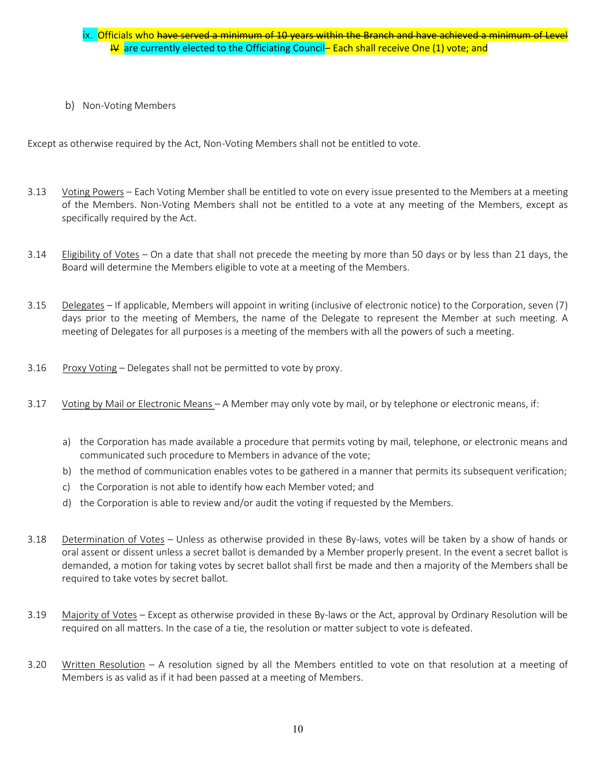ix. Officials who ~~have served a minimum of 10 years within the Branch and have achieved a minimum of Level IV~~ are currently elected to the Officiating Council– Each shall receive One (1) vote; and

b) Non-Voting Members

Except as otherwise required by the Act, Non-Voting Members shall not be entitled to vote.

3.13 Voting Powers – Each Voting Member shall be entitled to vote on every issue presented to the Members at a meeting of the Members. Non-Voting Members shall not be entitled to a vote at any meeting of the Members, except as specifically required by the Act.

3.14 Eligibility of Votes – On a date that shall not precede the meeting by more than 50 days or by less than 21 days, the Board will determine the Members eligible to vote at a meeting of the Members.

3.15 Delegates – If applicable, Members will appoint in writing (inclusive of electronic notice) to the Corporation, seven (7) days prior to the meeting of Members, the name of the Delegate to represent the Member at such meeting. A meeting of Delegates for all purposes is a meeting of the members with all the powers of such a meeting.

3.16 Proxy Voting – Delegates shall not be permitted to vote by proxy.

3.17 Voting by Mail or Electronic Means – A Member may only vote by mail, or by telephone or electronic means, if:

a) the Corporation has made available a procedure that permits voting by mail, telephone, or electronic means and communicated such procedure to Members in advance of the vote;
b) the method of communication enables votes to be gathered in a manner that permits its subsequent verification;
c) the Corporation is not able to identify how each Member voted; and
d) the Corporation is able to review and/or audit the voting if requested by the Members.

3.18 Determination of Votes – Unless as otherwise provided in these By-laws, votes will be taken by a show of hands or oral assent or dissent unless a secret ballot is demanded by a Member properly present. In the event a secret ballot is demanded, a motion for taking votes by secret ballot shall first be made and then a majority of the Members shall be required to take votes by secret ballot.

3.19 Majority of Votes – Except as otherwise provided in these By-laws or the Act, approval by Ordinary Resolution will be required on all matters. In the case of a tie, the resolution or matter subject to vote is defeated.

3.20 Written Resolution – A resolution signed by all the Members entitled to vote on that resolution at a meeting of Members is as valid as if it had been passed at a meeting of Members.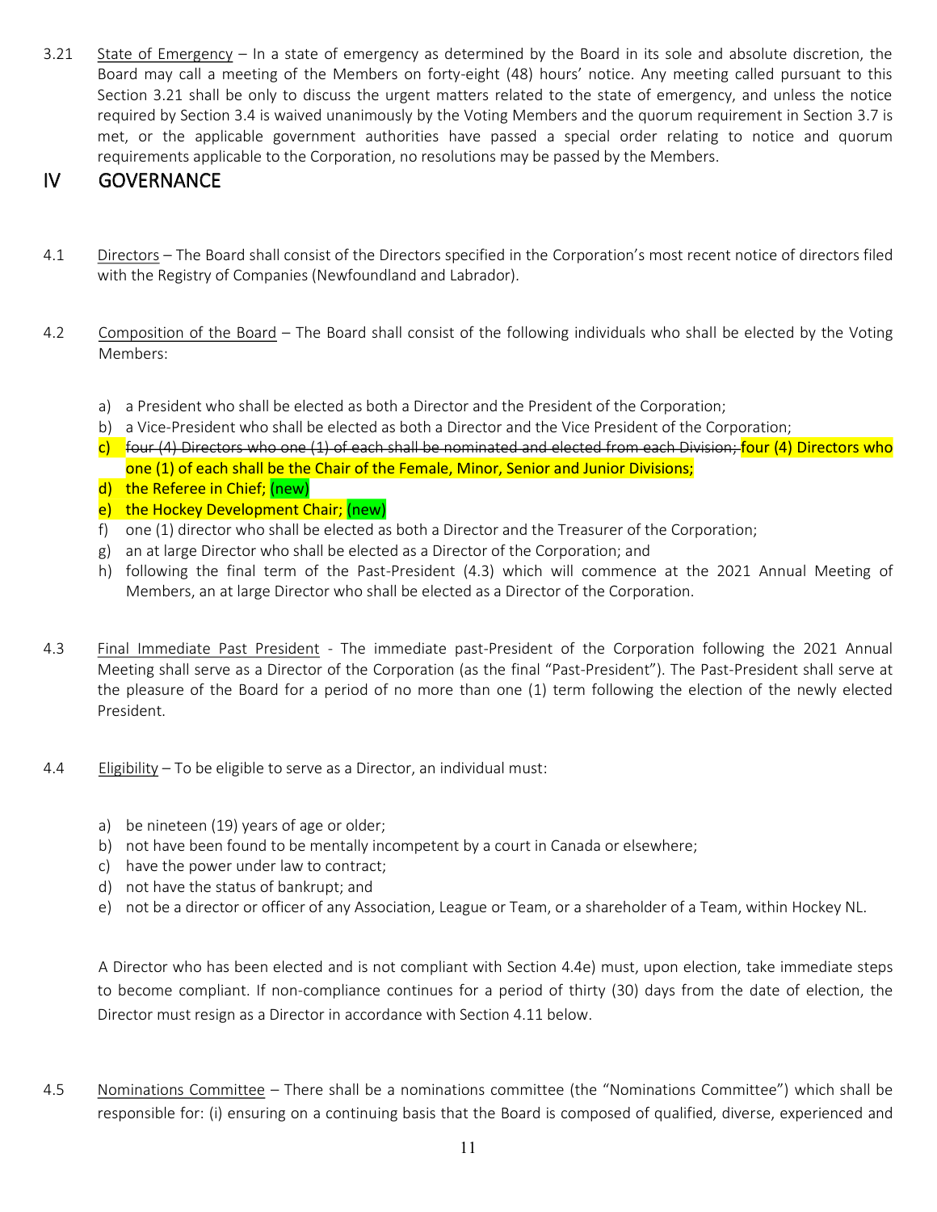3.21 State of Emergency – In a state of emergency as determined by the Board in its sole and absolute discretion, the Board may call a meeting of the Members on forty-eight (48) hours' notice. Any meeting called pursuant to this Section 3.21 shall be only to discuss the urgent matters related to the state of emergency, and unless the notice required by Section 3.4 is waived unanimously by the Voting Members and the quorum requirement in Section 3.7 is met, or the applicable government authorities have passed a special order relating to notice and quorum requirements applicable to the Corporation, no resolutions may be passed by the Members.

# IV GOVERNANCE

4.1 Directors – The Board shall consist of the Directors specified in the Corporation's most recent notice of directors filed with the Registry of Companies (Newfoundland and Labrador).

4.2 Composition of the Board – The Board shall consist of the following individuals who shall be elected by the Voting Members:

a) a President who shall be elected as both a Director and the President of the Corporation;
b) a Vice-President who shall be elected as both a Director and the Vice President of the Corporation;
c) ~~four (4) Directors who one (1) of each shall be nominated and elected from each Division;~~ four (4) Directors who one (1) of each shall be the Chair of the Female, Minor, Senior and Junior Divisions;
d) the Referee in Chief; (new)
e) the Hockey Development Chair; (new)
f) one (1) director who shall be elected as both a Director and the Treasurer of the Corporation;
g) an at large Director who shall be elected as a Director of the Corporation; and
h) following the final term of the Past-President (4.3) which will commence at the 2021 Annual Meeting of Members, an at large Director who shall be elected as a Director of the Corporation.

4.3 Final Immediate Past President - The immediate past-President of the Corporation following the 2021 Annual Meeting shall serve as a Director of the Corporation (as the final "Past-President"). The Past-President shall serve at the pleasure of the Board for a period of no more than one (1) term following the election of the newly elected President.

4.4 Eligibility – To be eligible to serve as a Director, an individual must:

a) be nineteen (19) years of age or older;
b) not have been found to be mentally incompetent by a court in Canada or elsewhere;
c) have the power under law to contract;
d) not have the status of bankrupt; and
e) not be a director or officer of any Association, League or Team, or a shareholder of a Team, within Hockey NL.

A Director who has been elected and is not compliant with Section 4.4e) must, upon election, take immediate steps to become compliant. If non-compliance continues for a period of thirty (30) days from the date of election, the Director must resign as a Director in accordance with Section 4.11 below.

4.5 Nominations Committee – There shall be a nominations committee (the "Nominations Committee") which shall be responsible for: (i) ensuring on a continuing basis that the Board is composed of qualified, diverse, experienced and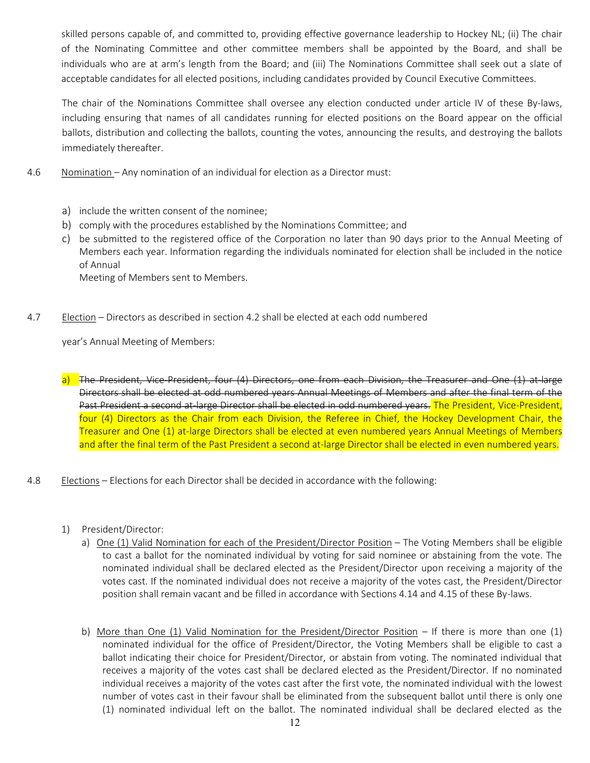skilled persons capable of, and committed to, providing effective governance leadership to Hockey NL; (ii) The chair of the Nominating Committee and other committee members shall be appointed by the Board, and shall be individuals who are at arm's length from the Board; and (iii) The Nominations Committee shall seek out a slate of acceptable candidates for all elected positions, including candidates provided by Council Executive Committees.

The chair of the Nominations Committee shall oversee any election conducted under article IV of these By-laws, including ensuring that names of all candidates running for elected positions on the Board appear on the official ballots, distribution and collecting the ballots, counting the votes, announcing the results, and destroying the ballots immediately thereafter.

4.6 Nomination – Any nomination of an individual for election as a Director must:

a) include the written consent of the nominee;
b) comply with the procedures established by the Nominations Committee; and
c) be submitted to the registered office of the Corporation no later than 90 days prior to the Annual Meeting of Members each year. Information regarding the individuals nominated for election shall be included in the notice of Annual
   Meeting of Members sent to Members.

4.7 Election – Directors as described in section 4.2 shall be elected at each odd numbered

year's Annual Meeting of Members:

a) ~~The President, Vice-President, four (4) Directors, one from each Division, the Treasurer and One (1) at-large Directors shall be elected at odd numbered years Annual Meetings of Members and after the final term of the Past President a second at-large Director shall be elected in odd numbered years.~~ The President, Vice-President, four (4) Directors as the Chair from each Division, the Referee in Chief, the Hockey Development Chair, the Treasurer and One (1) at-large Directors shall be elected at even numbered years Annual Meetings of Members and after the final term of the Past President a second at-large Director shall be elected in even numbered years.

4.8 Elections – Elections for each Director shall be decided in accordance with the following:

1) President/Director:
   a) One (1) Valid Nomination for each of the President/Director Position – The Voting Members shall be eligible to cast a ballot for the nominated individual by voting for said nominee or abstaining from the vote. The nominated individual shall be declared elected as the President/Director upon receiving a majority of the votes cast. If the nominated individual does not receive a majority of the votes cast, the President/Director position shall remain vacant and be filled in accordance with Sections 4.14 and 4.15 of these By-laws.

   b) More than One (1) Valid Nomination for the President/Director Position – If there is more than one (1) nominated individual for the office of President/Director, the Voting Members shall be eligible to cast a ballot indicating their choice for President/Director, or abstain from voting. The nominated individual that receives a majority of the votes cast shall be declared elected as the President/Director. If no nominated individual receives a majority of the votes cast after the first vote, the nominated individual with the lowest number of votes cast in their favour shall be eliminated from the subsequent ballot until there is only one (1) nominated individual left on the ballot. The nominated individual shall be declared elected as the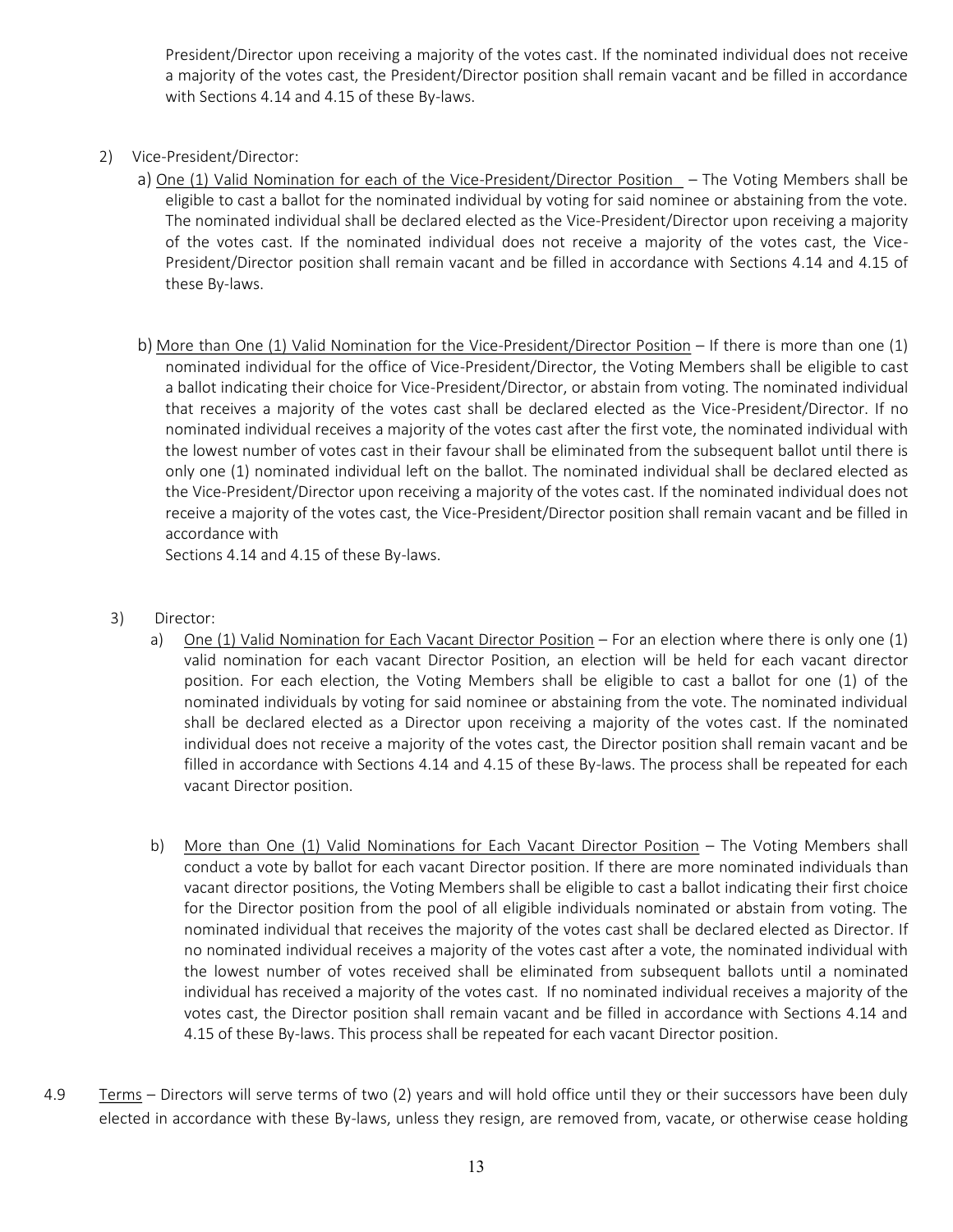President/Director upon receiving a majority of the votes cast. If the nominated individual does not receive a majority of the votes cast, the President/Director position shall remain vacant and be filled in accordance with Sections 4.14 and 4.15 of these By-laws.

2) Vice-President/Director:

   a) <u>One (1) Valid Nomination for each of the Vice-President/Director Position</u> – The Voting Members shall be eligible to cast a ballot for the nominated individual by voting for said nominee or abstaining from the vote. The nominated individual shall be declared elected as the Vice-President/Director upon receiving a majority of the votes cast. If the nominated individual does not receive a majority of the votes cast, the Vice-President/Director position shall remain vacant and be filled in accordance with Sections 4.14 and 4.15 of these By-laws.

   b) <u>More than One (1) Valid Nomination for the Vice-President/Director Position</u> – If there is more than one (1) nominated individual for the office of Vice-President/Director, the Voting Members shall be eligible to cast a ballot indicating their choice for Vice-President/Director, or abstain from voting. The nominated individual that receives a majority of the votes cast shall be declared elected as the Vice-President/Director. If no nominated individual receives a majority of the votes cast after the first vote, the nominated individual with the lowest number of votes cast in their favour shall be eliminated from the subsequent ballot until there is only one (1) nominated individual left on the ballot. The nominated individual shall be declared elected as the Vice-President/Director upon receiving a majority of the votes cast. If the nominated individual does not receive a majority of the votes cast, the Vice-President/Director position shall remain vacant and be filled in accordance with Sections 4.14 and 4.15 of these By-laws.

3) Director:

   a) <u>One (1) Valid Nomination for Each Vacant Director Position</u> – For an election where there is only one (1) valid nomination for each vacant Director Position, an election will be held for each vacant director position. For each election, the Voting Members shall be eligible to cast a ballot for one (1) of the nominated individuals by voting for said nominee or abstaining from the vote. The nominated individual shall be declared elected as a Director upon receiving a majority of the votes cast. If the nominated individual does not receive a majority of the votes cast, the Director position shall remain vacant and be filled in accordance with Sections 4.14 and 4.15 of these By-laws. The process shall be repeated for each vacant Director position.

   b) <u>More than One (1) Valid Nominations for Each Vacant Director Position</u> – The Voting Members shall conduct a vote by ballot for each vacant Director position. If there are more nominated individuals than vacant director positions, the Voting Members shall be eligible to cast a ballot indicating their first choice for the Director position from the pool of all eligible individuals nominated or abstain from voting. The nominated individual that receives the majority of the votes cast shall be declared elected as Director. If no nominated individual receives a majority of the votes cast after a vote, the nominated individual with the lowest number of votes received shall be eliminated from subsequent ballots until a nominated individual has received a majority of the votes cast. If no nominated individual receives a majority of the votes cast, the Director position shall remain vacant and be filled in accordance with Sections 4.14 and 4.15 of these By-laws. This process shall be repeated for each vacant Director position.

4.9 <u>Terms</u> – Directors will serve terms of two (2) years and will hold office until they or their successors have been duly elected in accordance with these By-laws, unless they resign, are removed from, vacate, or otherwise cease holding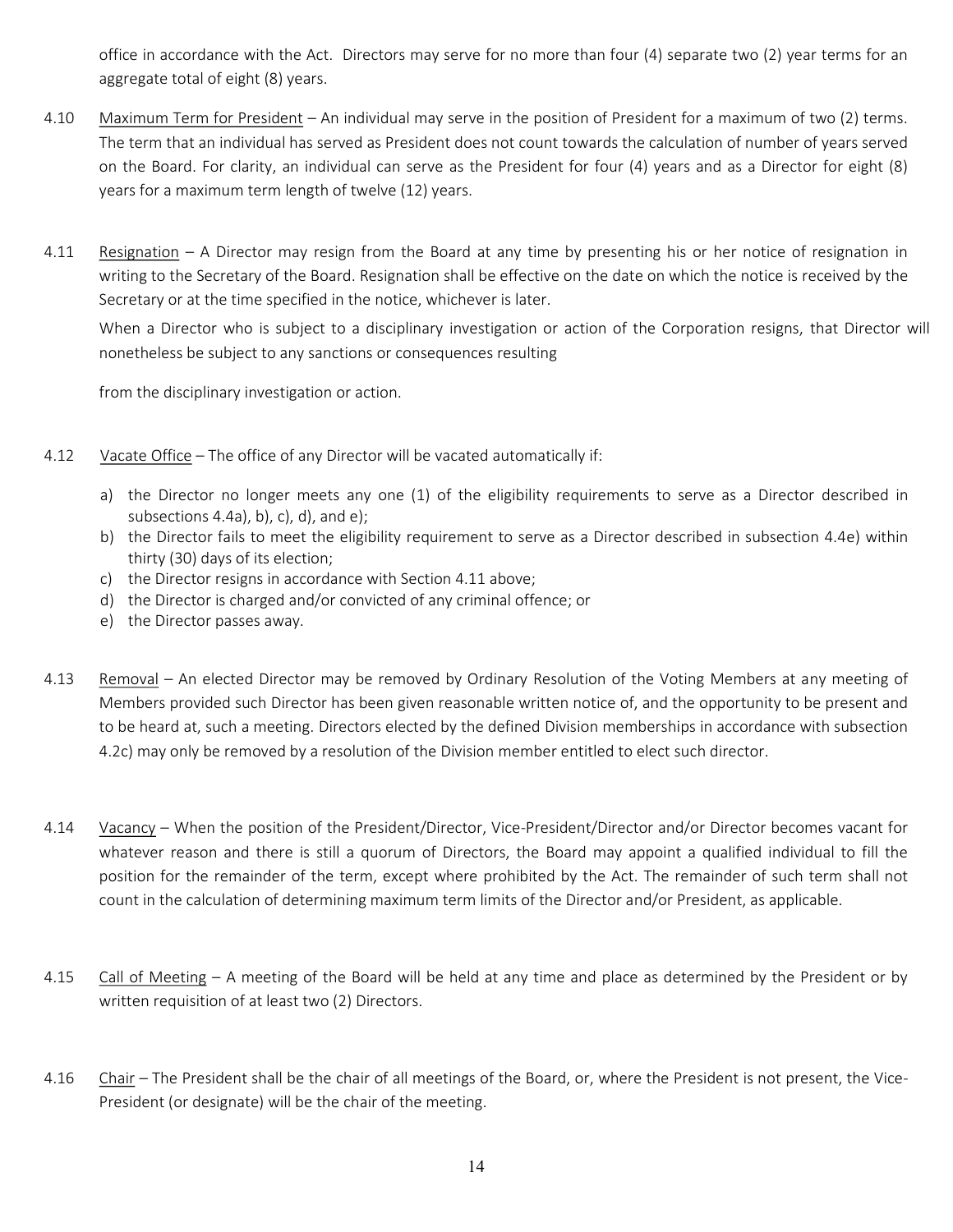office in accordance with the Act. Directors may serve for no more than four (4) separate two (2) year terms for an aggregate total of eight (8) years.

4.10 Maximum Term for President – An individual may serve in the position of President for a maximum of two (2) terms. The term that an individual has served as President does not count towards the calculation of number of years served on the Board. For clarity, an individual can serve as the President for four (4) years and as a Director for eight (8) years for a maximum term length of twelve (12) years.

4.11 Resignation – A Director may resign from the Board at any time by presenting his or her notice of resignation in writing to the Secretary of the Board. Resignation shall be effective on the date on which the notice is received by the Secretary or at the time specified in the notice, whichever is later.

When a Director who is subject to a disciplinary investigation or action of the Corporation resigns, that Director will nonetheless be subject to any sanctions or consequences resulting from the disciplinary investigation or action.

4.12 Vacate Office – The office of any Director will be vacated automatically if:

a) the Director no longer meets any one (1) of the eligibility requirements to serve as a Director described in subsections 4.4a), b), c), d), and e);
b) the Director fails to meet the eligibility requirement to serve as a Director described in subsection 4.4e) within thirty (30) days of its election;
c) the Director resigns in accordance with Section 4.11 above;
d) the Director is charged and/or convicted of any criminal offence; or
e) the Director passes away.

4.13 Removal – An elected Director may be removed by Ordinary Resolution of the Voting Members at any meeting of Members provided such Director has been given reasonable written notice of, and the opportunity to be present and to be heard at, such a meeting. Directors elected by the defined Division memberships in accordance with subsection 4.2c) may only be removed by a resolution of the Division member entitled to elect such director.

4.14 Vacancy – When the position of the President/Director, Vice-President/Director and/or Director becomes vacant for whatever reason and there is still a quorum of Directors, the Board may appoint a qualified individual to fill the position for the remainder of the term, except where prohibited by the Act. The remainder of such term shall not count in the calculation of determining maximum term limits of the Director and/or President, as applicable.

4.15 Call of Meeting – A meeting of the Board will be held at any time and place as determined by the President or by written requisition of at least two (2) Directors.

4.16 Chair – The President shall be the chair of all meetings of the Board, or, where the President is not present, the Vice-President (or designate) will be the chair of the meeting.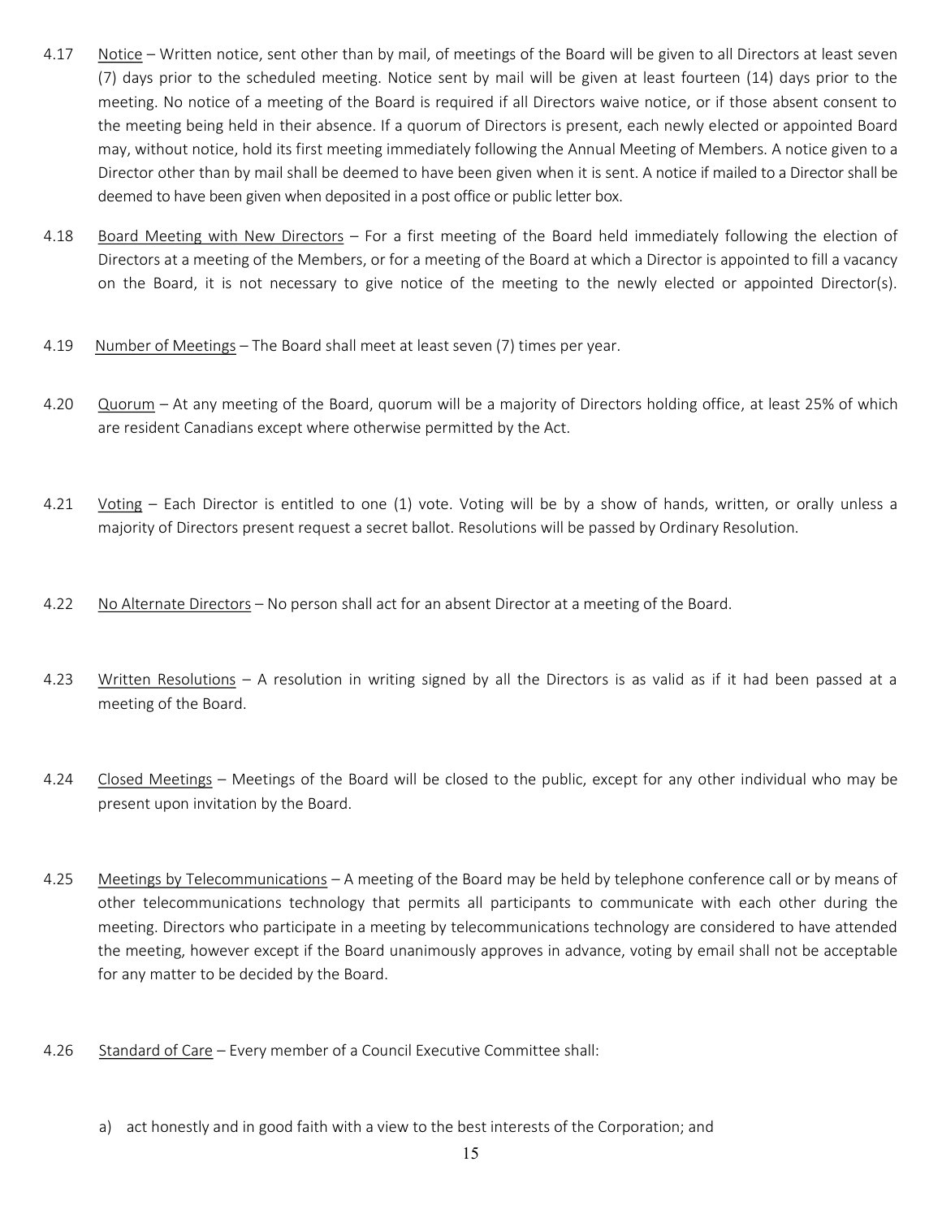4.17 Notice – Written notice, sent other than by mail, of meetings of the Board will be given to all Directors at least seven (7) days prior to the scheduled meeting. Notice sent by mail will be given at least fourteen (14) days prior to the meeting. No notice of a meeting of the Board is required if all Directors waive notice, or if those absent consent to the meeting being held in their absence. If a quorum of Directors is present, each newly elected or appointed Board may, without notice, hold its first meeting immediately following the Annual Meeting of Members. A notice given to a Director other than by mail shall be deemed to have been given when it is sent. A notice if mailed to a Director shall be deemed to have been given when deposited in a post office or public letter box.

4.18 Board Meeting with New Directors – For a first meeting of the Board held immediately following the election of Directors at a meeting of the Members, or for a meeting of the Board at which a Director is appointed to fill a vacancy on the Board, it is not necessary to give notice of the meeting to the newly elected or appointed Director(s).

4.19 Number of Meetings – The Board shall meet at least seven (7) times per year.

4.20 Quorum – At any meeting of the Board, quorum will be a majority of Directors holding office, at least 25% of which are resident Canadians except where otherwise permitted by the Act.

4.21 Voting – Each Director is entitled to one (1) vote. Voting will be by a show of hands, written, or orally unless a majority of Directors present request a secret ballot. Resolutions will be passed by Ordinary Resolution.

4.22 No Alternate Directors – No person shall act for an absent Director at a meeting of the Board.

4.23 Written Resolutions – A resolution in writing signed by all the Directors is as valid as if it had been passed at a meeting of the Board.

4.24 Closed Meetings – Meetings of the Board will be closed to the public, except for any other individual who may be present upon invitation by the Board.

4.25 Meetings by Telecommunications – A meeting of the Board may be held by telephone conference call or by means of other telecommunications technology that permits all participants to communicate with each other during the meeting. Directors who participate in a meeting by telecommunications technology are considered to have attended the meeting, however except if the Board unanimously approves in advance, voting by email shall not be acceptable for any matter to be decided by the Board.

4.26 Standard of Care – Every member of a Council Executive Committee shall:

a) act honestly and in good faith with a view to the best interests of the Corporation; and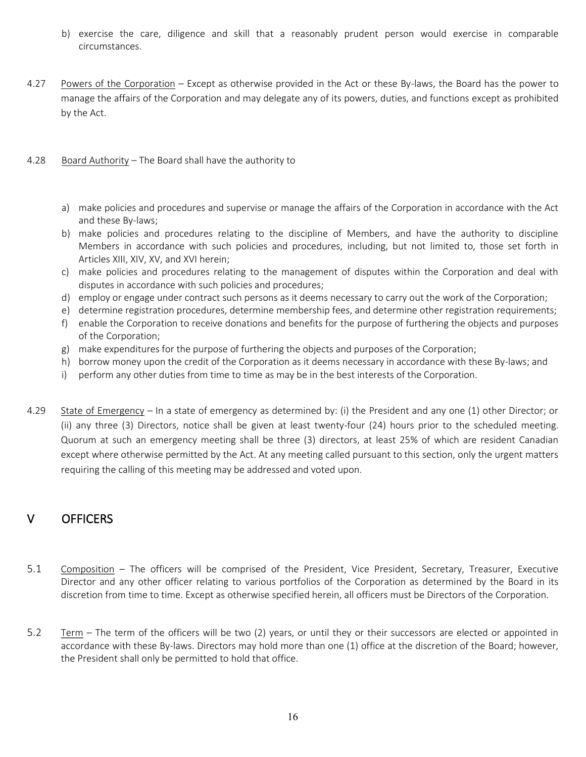b) exercise the care, diligence and skill that a reasonably prudent person would exercise in comparable circumstances.

4.27 Powers of the Corporation – Except as otherwise provided in the Act or these By-laws, the Board has the power to manage the affairs of the Corporation and may delegate any of its powers, duties, and functions except as prohibited by the Act.

4.28 Board Authority – The Board shall have the authority to

a) make policies and procedures and supervise or manage the affairs of the Corporation in accordance with the Act and these By-laws;
b) make policies and procedures relating to the discipline of Members, and have the authority to discipline Members in accordance with such policies and procedures, including, but not limited to, those set forth in Articles XIII, XIV, XV, and XVI herein;
c) make policies and procedures relating to the management of disputes within the Corporation and deal with disputes in accordance with such policies and procedures;
d) employ or engage under contract such persons as it deems necessary to carry out the work of the Corporation;
e) determine registration procedures, determine membership fees, and determine other registration requirements;
f) enable the Corporation to receive donations and benefits for the purpose of furthering the objects and purposes of the Corporation;
g) make expenditures for the purpose of furthering the objects and purposes of the Corporation;
h) borrow money upon the credit of the Corporation as it deems necessary in accordance with these By-laws; and
i) perform any other duties from time to time as may be in the best interests of the Corporation.

4.29 State of Emergency – In a state of emergency as determined by: (i) the President and any one (1) other Director; or (ii) any three (3) Directors, notice shall be given at least twenty-four (24) hours prior to the scheduled meeting. Quorum at such an emergency meeting shall be three (3) directors, at least 25% of which are resident Canadian except where otherwise permitted by the Act. At any meeting called pursuant to this section, only the urgent matters requiring the calling of this meeting may be addressed and voted upon.

## V OFFICERS

5.1 Composition – The officers will be comprised of the President, Vice President, Secretary, Treasurer, Executive Director and any other officer relating to various portfolios of the Corporation as determined by the Board in its discretion from time to time. Except as otherwise specified herein, all officers must be Directors of the Corporation.

5.2 Term – The term of the officers will be two (2) years, or until they or their successors are elected or appointed in accordance with these By-laws. Directors may hold more than one (1) office at the discretion of the Board; however, the President shall only be permitted to hold that office.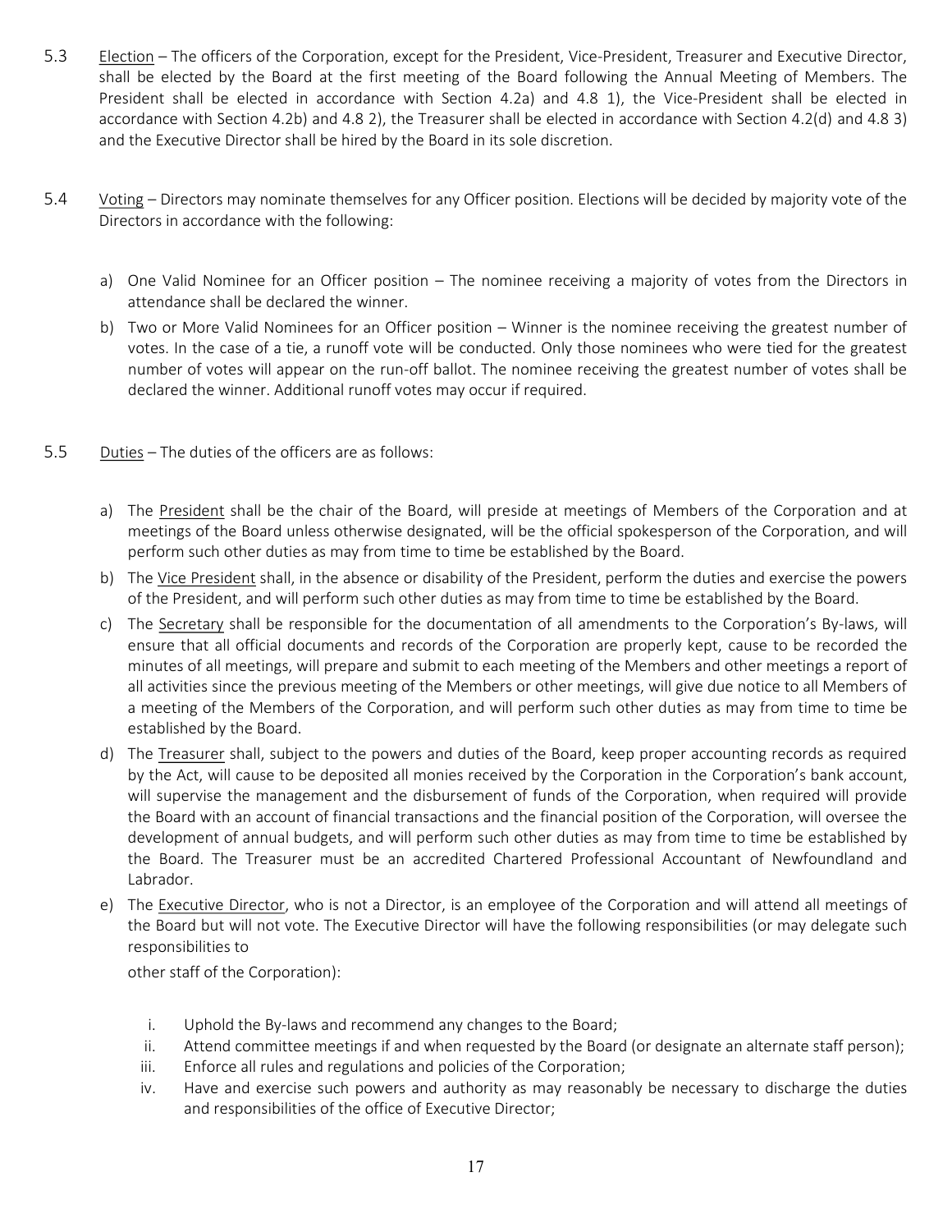5.3 Election – The officers of the Corporation, except for the President, Vice-President, Treasurer and Executive Director, shall be elected by the Board at the first meeting of the Board following the Annual Meeting of Members. The President shall be elected in accordance with Section 4.2a) and 4.8 1), the Vice-President shall be elected in accordance with Section 4.2b) and 4.8 2), the Treasurer shall be elected in accordance with Section 4.2(d) and 4.8 3) and the Executive Director shall be hired by the Board in its sole discretion.

5.4 Voting – Directors may nominate themselves for any Officer position. Elections will be decided by majority vote of the Directors in accordance with the following:

a) One Valid Nominee for an Officer position – The nominee receiving a majority of votes from the Directors in attendance shall be declared the winner.
b) Two or More Valid Nominees for an Officer position – Winner is the nominee receiving the greatest number of votes. In the case of a tie, a runoff vote will be conducted. Only those nominees who were tied for the greatest number of votes will appear on the run-off ballot. The nominee receiving the greatest number of votes shall be declared the winner. Additional runoff votes may occur if required.

5.5 Duties – The duties of the officers are as follows:

a) The President shall be the chair of the Board, will preside at meetings of Members of the Corporation and at meetings of the Board unless otherwise designated, will be the official spokesperson of the Corporation, and will perform such other duties as may from time to time be established by the Board.
b) The Vice President shall, in the absence or disability of the President, perform the duties and exercise the powers of the President, and will perform such other duties as may from time to time be established by the Board.
c) The Secretary shall be responsible for the documentation of all amendments to the Corporation's By-laws, will ensure that all official documents and records of the Corporation are properly kept, cause to be recorded the minutes of all meetings, will prepare and submit to each meeting of the Members and other meetings a report of all activities since the previous meeting of the Members or other meetings, will give due notice to all Members of a meeting of the Members of the Corporation, and will perform such other duties as may from time to time be established by the Board.
d) The Treasurer shall, subject to the powers and duties of the Board, keep proper accounting records as required by the Act, will cause to be deposited all monies received by the Corporation in the Corporation's bank account, will supervise the management and the disbursement of funds of the Corporation, when required will provide the Board with an account of financial transactions and the financial position of the Corporation, will oversee the development of annual budgets, and will perform such other duties as may from time to time be established by the Board. The Treasurer must be an accredited Chartered Professional Accountant of Newfoundland and Labrador.
e) The Executive Director, who is not a Director, is an employee of the Corporation and will attend all meetings of the Board but will not vote. The Executive Director will have the following responsibilities (or may delegate such responsibilities to other staff of the Corporation):

   i. Uphold the By-laws and recommend any changes to the Board;
   ii. Attend committee meetings if and when requested by the Board (or designate an alternate staff person);
   iii. Enforce all rules and regulations and policies of the Corporation;
   iv. Have and exercise such powers and authority as may reasonably be necessary to discharge the duties and responsibilities of the office of Executive Director;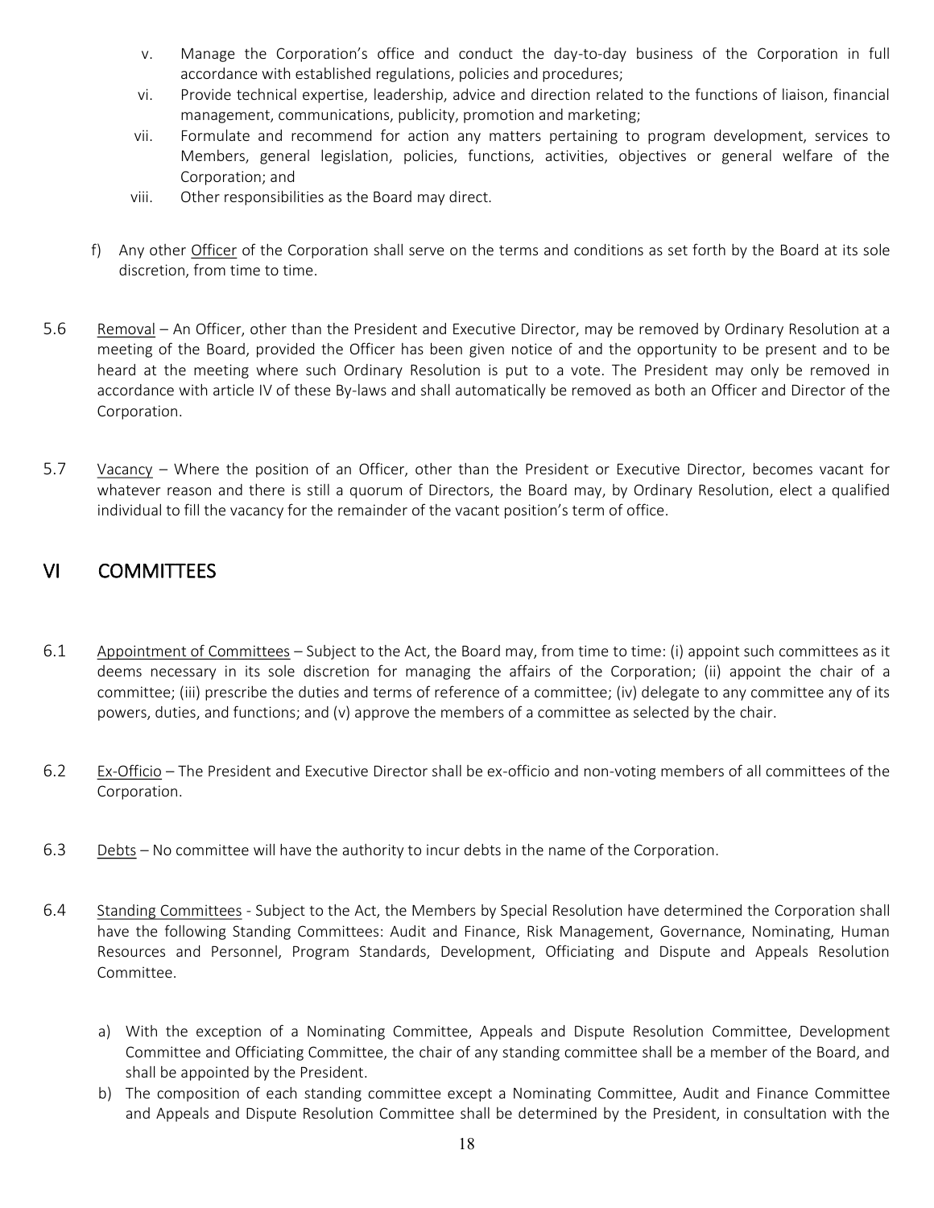v. Manage the Corporation's office and conduct the day-to-day business of the Corporation in full accordance with established regulations, policies and procedures;

vi. Provide technical expertise, leadership, advice and direction related to the functions of liaison, financial management, communications, publicity, promotion and marketing;

vii. Formulate and recommend for action any matters pertaining to program development, services to Members, general legislation, policies, functions, activities, objectives or general welfare of the Corporation; and

viii. Other responsibilities as the Board may direct.

f) Any other Officer of the Corporation shall serve on the terms and conditions as set forth by the Board at its sole discretion, from time to time.

5.6 Removal – An Officer, other than the President and Executive Director, may be removed by Ordinary Resolution at a meeting of the Board, provided the Officer has been given notice of and the opportunity to be present and to be heard at the meeting where such Ordinary Resolution is put to a vote. The President may only be removed in accordance with article IV of these By-laws and shall automatically be removed as both an Officer and Director of the Corporation.

5.7 Vacancy – Where the position of an Officer, other than the President or Executive Director, becomes vacant for whatever reason and there is still a quorum of Directors, the Board may, by Ordinary Resolution, elect a qualified individual to fill the vacancy for the remainder of the vacant position's term of office.

## VI COMMITTEES

6.1 Appointment of Committees – Subject to the Act, the Board may, from time to time: (i) appoint such committees as it deems necessary in its sole discretion for managing the affairs of the Corporation; (ii) appoint the chair of a committee; (iii) prescribe the duties and terms of reference of a committee; (iv) delegate to any committee any of its powers, duties, and functions; and (v) approve the members of a committee as selected by the chair.

6.2 Ex-Officio – The President and Executive Director shall be ex-officio and non-voting members of all committees of the Corporation.

6.3 Debts – No committee will have the authority to incur debts in the name of the Corporation.

6.4 Standing Committees - Subject to the Act, the Members by Special Resolution have determined the Corporation shall have the following Standing Committees: Audit and Finance, Risk Management, Governance, Nominating, Human Resources and Personnel, Program Standards, Development, Officiating and Dispute and Appeals Resolution Committee.

a) With the exception of a Nominating Committee, Appeals and Dispute Resolution Committee, Development Committee and Officiating Committee, the chair of any standing committee shall be a member of the Board, and shall be appointed by the President.

b) The composition of each standing committee except a Nominating Committee, Audit and Finance Committee and Appeals and Dispute Resolution Committee shall be determined by the President, in consultation with the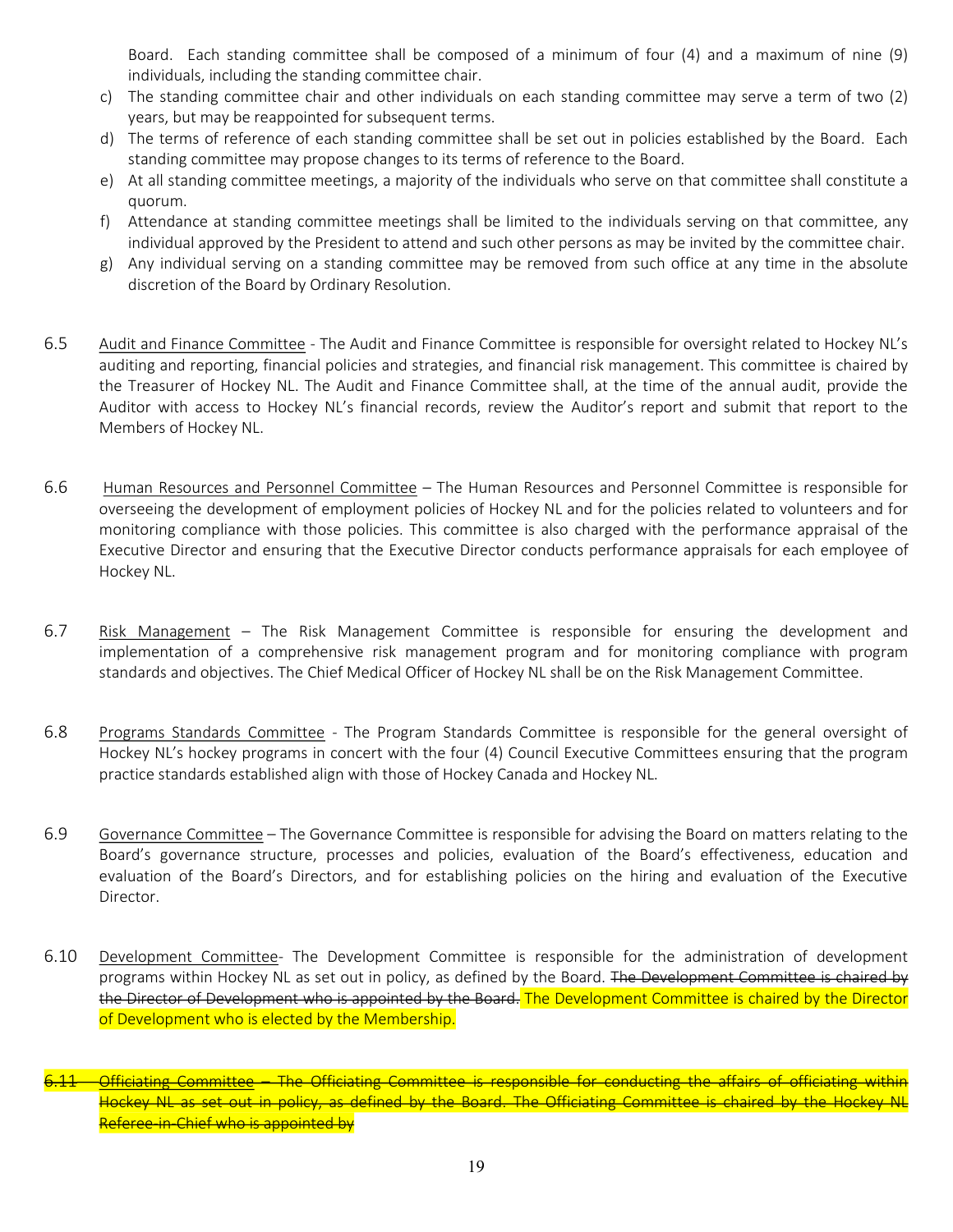Board. Each standing committee shall be composed of a minimum of four (4) and a maximum of nine (9) individuals, including the standing committee chair.

c) The standing committee chair and other individuals on each standing committee may serve a term of two (2) years, but may be reappointed for subsequent terms.

d) The terms of reference of each standing committee shall be set out in policies established by the Board. Each standing committee may propose changes to its terms of reference to the Board.

e) At all standing committee meetings, a majority of the individuals who serve on that committee shall constitute a quorum.

f) Attendance at standing committee meetings shall be limited to the individuals serving on that committee, any individual approved by the President to attend and such other persons as may be invited by the committee chair.

g) Any individual serving on a standing committee may be removed from such office at any time in the absolute discretion of the Board by Ordinary Resolution.

6.5 Audit and Finance Committee - The Audit and Finance Committee is responsible for oversight related to Hockey NL's auditing and reporting, financial policies and strategies, and financial risk management. This committee is chaired by the Treasurer of Hockey NL. The Audit and Finance Committee shall, at the time of the annual audit, provide the Auditor with access to Hockey NL's financial records, review the Auditor's report and submit that report to the Members of Hockey NL.

6.6 Human Resources and Personnel Committee – The Human Resources and Personnel Committee is responsible for overseeing the development of employment policies of Hockey NL and for the policies related to volunteers and for monitoring compliance with those policies. This committee is also charged with the performance appraisal of the Executive Director and ensuring that the Executive Director conducts performance appraisals for each employee of Hockey NL.

6.7 Risk Management – The Risk Management Committee is responsible for ensuring the development and implementation of a comprehensive risk management program and for monitoring compliance with program standards and objectives. The Chief Medical Officer of Hockey NL shall be on the Risk Management Committee.

6.8 Programs Standards Committee - The Program Standards Committee is responsible for the general oversight of Hockey NL's hockey programs in concert with the four (4) Council Executive Committees ensuring that the program practice standards established align with those of Hockey Canada and Hockey NL.

6.9 Governance Committee – The Governance Committee is responsible for advising the Board on matters relating to the Board's governance structure, processes and policies, evaluation of the Board's effectiveness, education and evaluation of the Board's Directors, and for establishing policies on the hiring and evaluation of the Executive Director.

6.10 Development Committee- The Development Committee is responsible for the administration of development programs within Hockey NL as set out in policy, as defined by the Board. ~~The Development Committee is chaired by the Director of Development who is appointed by the Board.~~ The Development Committee is chaired by the Director of Development who is elected by the Membership.

~~6.11 Officiating Committee – The Officiating Committee is responsible for conducting the affairs of officiating within Hockey NL as set out in policy, as defined by the Board. The Officiating Committee is chaired by the Hockey NL Referee-in-Chief who is appointed by~~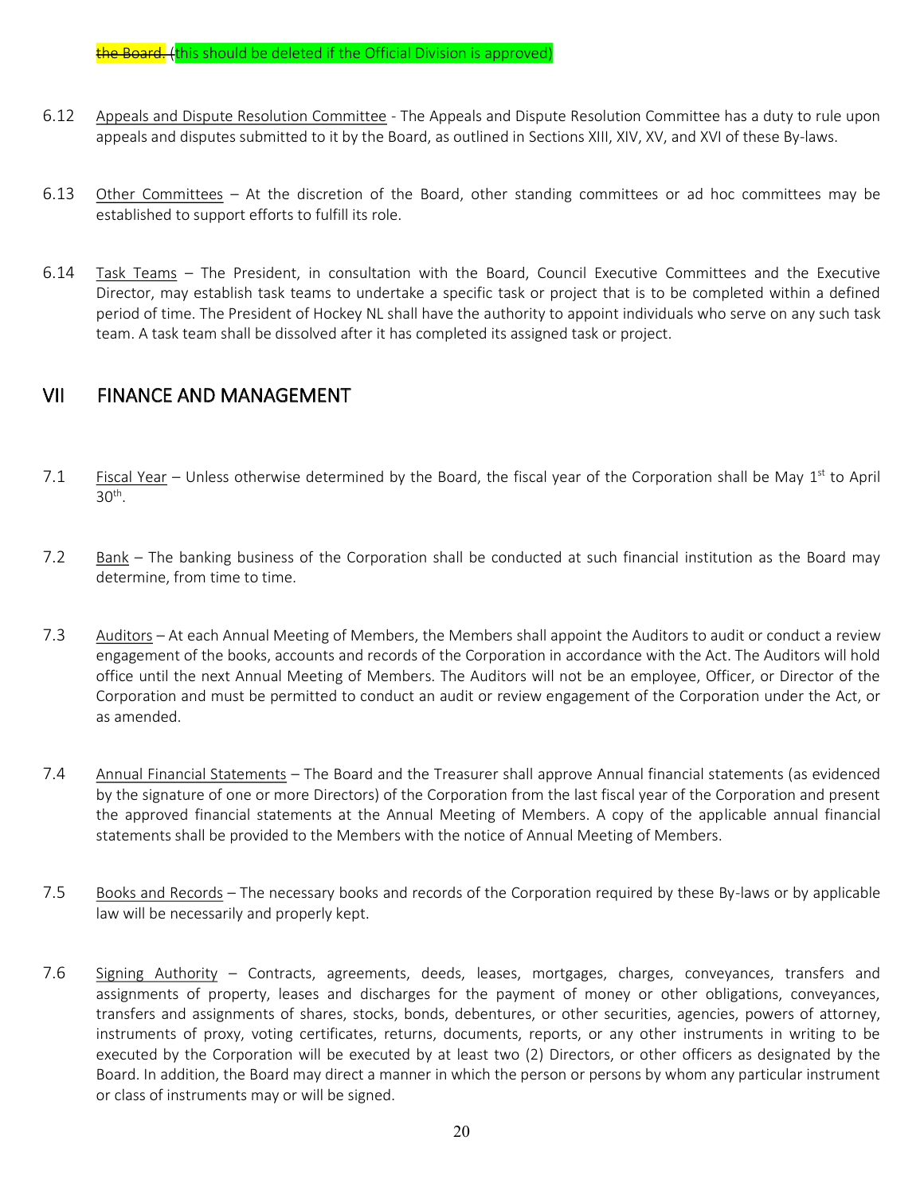~~the Board.~~ (this should be deleted if the Official Division is approved)

6.12 Appeals and Dispute Resolution Committee - The Appeals and Dispute Resolution Committee has a duty to rule upon appeals and disputes submitted to it by the Board, as outlined in Sections XIII, XIV, XV, and XVI of these By-laws.

6.13 Other Committees – At the discretion of the Board, other standing committees or ad hoc committees may be established to support efforts to fulfill its role.

6.14 Task Teams – The President, in consultation with the Board, Council Executive Committees and the Executive Director, may establish task teams to undertake a specific task or project that is to be completed within a defined period of time. The President of Hockey NL shall have the authority to appoint individuals who serve on any such task team. A task team shall be dissolved after it has completed its assigned task or project.

## VII FINANCE AND MANAGEMENT

7.1 Fiscal Year – Unless otherwise determined by the Board, the fiscal year of the Corporation shall be May 1st to April 30th.

7.2 Bank – The banking business of the Corporation shall be conducted at such financial institution as the Board may determine, from time to time.

7.3 Auditors – At each Annual Meeting of Members, the Members shall appoint the Auditors to audit or conduct a review engagement of the books, accounts and records of the Corporation in accordance with the Act. The Auditors will hold office until the next Annual Meeting of Members. The Auditors will not be an employee, Officer, or Director of the Corporation and must be permitted to conduct an audit or review engagement of the Corporation under the Act, or as amended.

7.4 Annual Financial Statements – The Board and the Treasurer shall approve Annual financial statements (as evidenced by the signature of one or more Directors) of the Corporation from the last fiscal year of the Corporation and present the approved financial statements at the Annual Meeting of Members. A copy of the applicable annual financial statements shall be provided to the Members with the notice of Annual Meeting of Members.

7.5 Books and Records – The necessary books and records of the Corporation required by these By-laws or by applicable law will be necessarily and properly kept.

7.6 Signing Authority – Contracts, agreements, deeds, leases, mortgages, charges, conveyances, transfers and assignments of property, leases and discharges for the payment of money or other obligations, conveyances, transfers and assignments of shares, stocks, bonds, debentures, or other securities, agencies, powers of attorney, instruments of proxy, voting certificates, returns, documents, reports, or any other instruments in writing to be executed by the Corporation will be executed by at least two (2) Directors, or other officers as designated by the Board. In addition, the Board may direct a manner in which the person or persons by whom any particular instrument or class of instruments may or will be signed.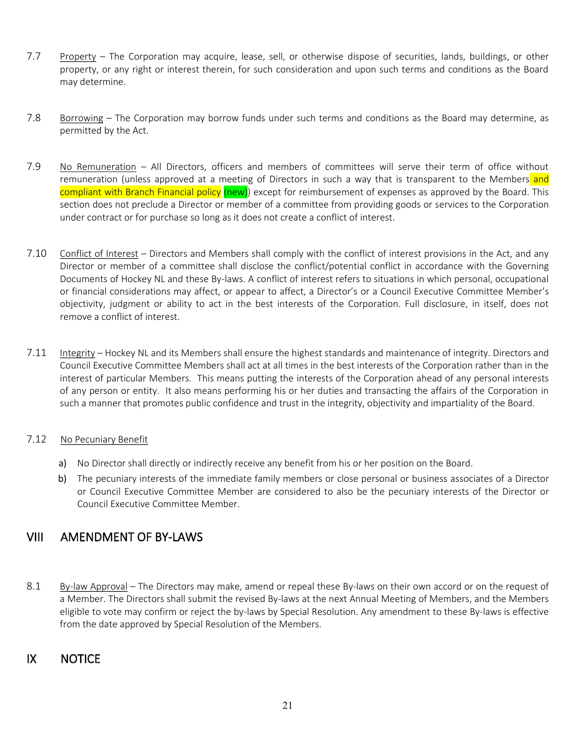7.7 Property – The Corporation may acquire, lease, sell, or otherwise dispose of securities, lands, buildings, or other property, or any right or interest therein, for such consideration and upon such terms and conditions as the Board may determine.

7.8 Borrowing – The Corporation may borrow funds under such terms and conditions as the Board may determine, as permitted by the Act.

7.9 No Remuneration – All Directors, officers and members of committees will serve their term of office without remuneration (unless approved at a meeting of Directors in such a way that is transparent to the Members and compliant with Branch Financial policy (new)) except for reimbursement of expenses as approved by the Board. This section does not preclude a Director or member of a committee from providing goods or services to the Corporation under contract or for purchase so long as it does not create a conflict of interest.

7.10 Conflict of Interest – Directors and Members shall comply with the conflict of interest provisions in the Act, and any Director or member of a committee shall disclose the conflict/potential conflict in accordance with the Governing Documents of Hockey NL and these By-laws. A conflict of interest refers to situations in which personal, occupational or financial considerations may affect, or appear to affect, a Director's or a Council Executive Committee Member's objectivity, judgment or ability to act in the best interests of the Corporation. Full disclosure, in itself, does not remove a conflict of interest.

7.11 Integrity – Hockey NL and its Members shall ensure the highest standards and maintenance of integrity. Directors and Council Executive Committee Members shall act at all times in the best interests of the Corporation rather than in the interest of particular Members. This means putting the interests of the Corporation ahead of any personal interests of any person or entity. It also means performing his or her duties and transacting the affairs of the Corporation in such a manner that promotes public confidence and trust in the integrity, objectivity and impartiality of the Board.

7.12 No Pecuniary Benefit

a) No Director shall directly or indirectly receive any benefit from his or her position on the Board.

b) The pecuniary interests of the immediate family members or close personal or business associates of a Director or Council Executive Committee Member are considered to also be the pecuniary interests of the Director or Council Executive Committee Member.

## VIII AMENDMENT OF BY-LAWS

8.1 By-law Approval – The Directors may make, amend or repeal these By-laws on their own accord or on the request of a Member. The Directors shall submit the revised By-laws at the next Annual Meeting of Members, and the Members eligible to vote may confirm or reject the by-laws by Special Resolution. Any amendment to these By-laws is effective from the date approved by Special Resolution of the Members.

## IX NOTICE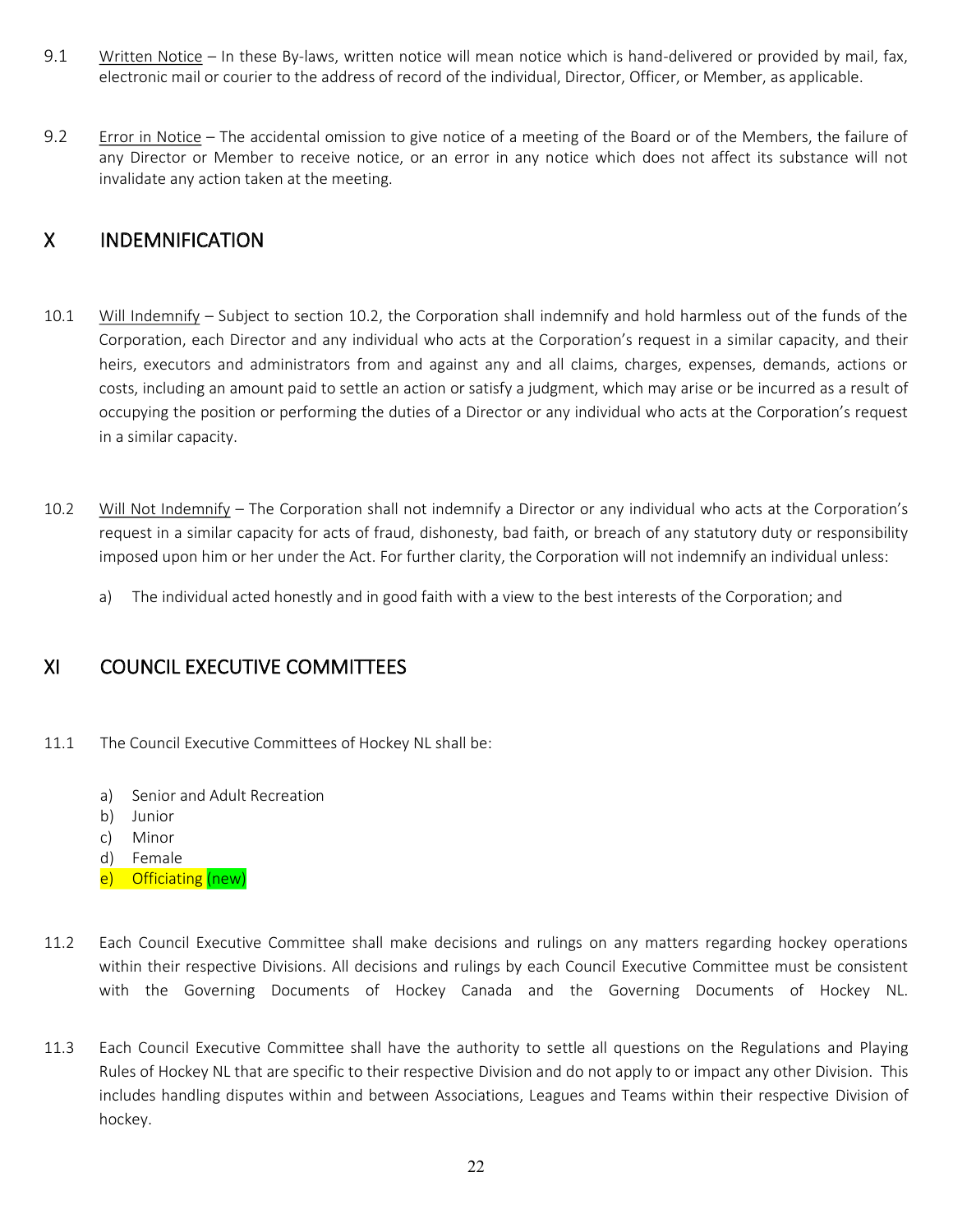9.1 Written Notice – In these By-laws, written notice will mean notice which is hand-delivered or provided by mail, fax, electronic mail or courier to the address of record of the individual, Director, Officer, or Member, as applicable.

9.2 Error in Notice – The accidental omission to give notice of a meeting of the Board or of the Members, the failure of any Director or Member to receive notice, or an error in any notice which does not affect its substance will not invalidate any action taken at the meeting.

## X INDEMNIFICATION

10.1 Will Indemnify – Subject to section 10.2, the Corporation shall indemnify and hold harmless out of the funds of the Corporation, each Director and any individual who acts at the Corporation's request in a similar capacity, and their heirs, executors and administrators from and against any and all claims, charges, expenses, demands, actions or costs, including an amount paid to settle an action or satisfy a judgment, which may arise or be incurred as a result of occupying the position or performing the duties of a Director or any individual who acts at the Corporation's request in a similar capacity.

10.2 Will Not Indemnify – The Corporation shall not indemnify a Director or any individual who acts at the Corporation's request in a similar capacity for acts of fraud, dishonesty, bad faith, or breach of any statutory duty or responsibility imposed upon him or her under the Act. For further clarity, the Corporation will not indemnify an individual unless:

a) The individual acted honestly and in good faith with a view to the best interests of the Corporation; and

## XI COUNCIL EXECUTIVE COMMITTEES

11.1 The Council Executive Committees of Hockey NL shall be:

a) Senior and Adult Recreation
b) Junior
c) Minor
d) Female
e) Officiating (new)

11.2 Each Council Executive Committee shall make decisions and rulings on any matters regarding hockey operations within their respective Divisions. All decisions and rulings by each Council Executive Committee must be consistent with the Governing Documents of Hockey Canada and the Governing Documents of Hockey NL.

11.3 Each Council Executive Committee shall have the authority to settle all questions on the Regulations and Playing Rules of Hockey NL that are specific to their respective Division and do not apply to or impact any other Division. This includes handling disputes within and between Associations, Leagues and Teams within their respective Division of hockey.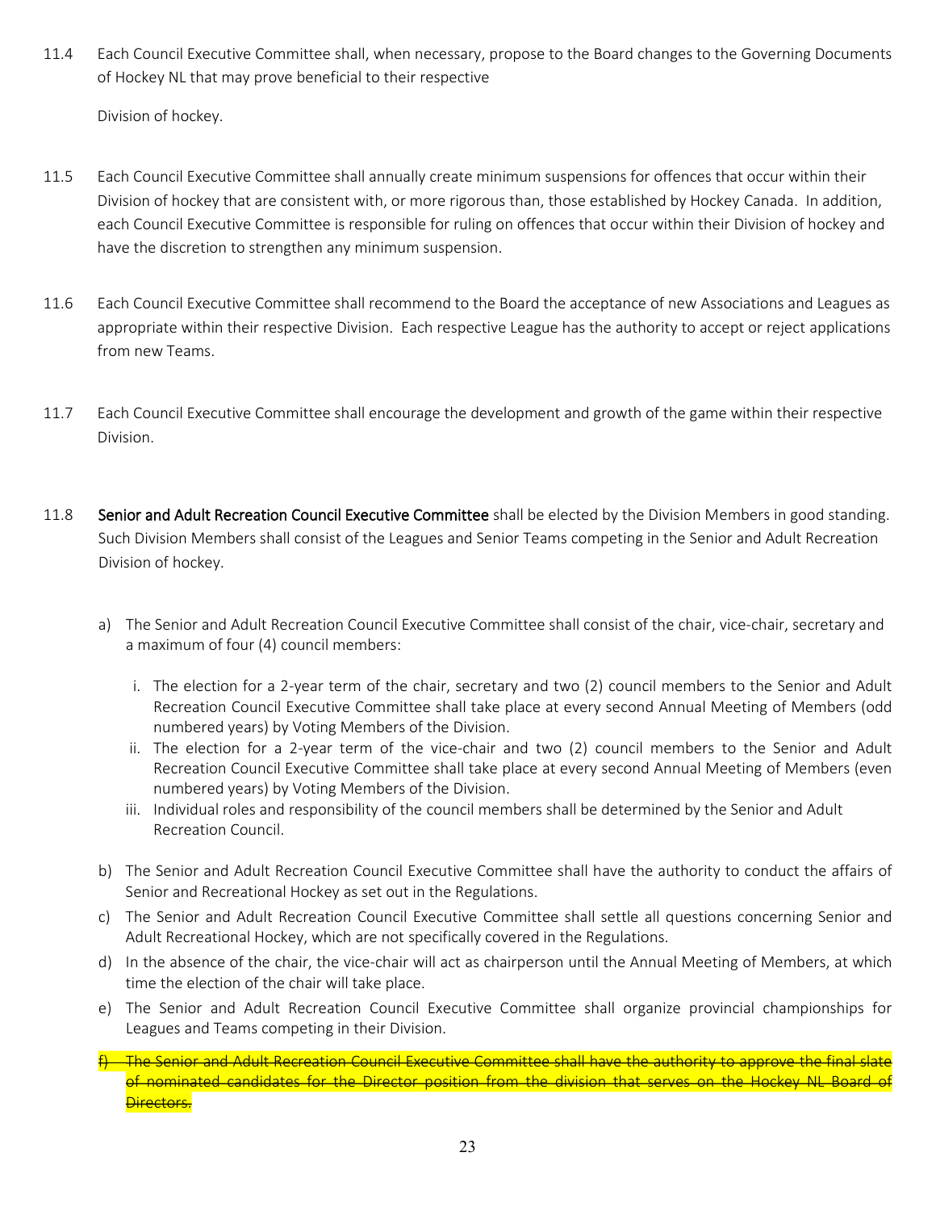11.4 Each Council Executive Committee shall, when necessary, propose to the Board changes to the Governing Documents of Hockey NL that may prove beneficial to their respective

Division of hockey.

11.5 Each Council Executive Committee shall annually create minimum suspensions for offences that occur within their Division of hockey that are consistent with, or more rigorous than, those established by Hockey Canada. In addition, each Council Executive Committee is responsible for ruling on offences that occur within their Division of hockey and have the discretion to strengthen any minimum suspension.

11.6 Each Council Executive Committee shall recommend to the Board the acceptance of new Associations and Leagues as appropriate within their respective Division. Each respective League has the authority to accept or reject applications from new Teams.

11.7 Each Council Executive Committee shall encourage the development and growth of the game within their respective Division.

11.8 **Senior and Adult Recreation Council Executive Committee** shall be elected by the Division Members in good standing. Such Division Members shall consist of the Leagues and Senior Teams competing in the Senior and Adult Recreation Division of hockey.

a) The Senior and Adult Recreation Council Executive Committee shall consist of the chair, vice-chair, secretary and a maximum of four (4) council members:

   i. The election for a 2-year term of the chair, secretary and two (2) council members to the Senior and Adult Recreation Council Executive Committee shall take place at every second Annual Meeting of Members (odd numbered years) by Voting Members of the Division.
   
   ii. The election for a 2-year term of the vice-chair and two (2) council members to the Senior and Adult Recreation Council Executive Committee shall take place at every second Annual Meeting of Members (even numbered years) by Voting Members of the Division.
   
   iii. Individual roles and responsibility of the council members shall be determined by the Senior and Adult Recreation Council.

b) The Senior and Adult Recreation Council Executive Committee shall have the authority to conduct the affairs of Senior and Recreational Hockey as set out in the Regulations.

c) The Senior and Adult Recreation Council Executive Committee shall settle all questions concerning Senior and Adult Recreational Hockey, which are not specifically covered in the Regulations.

d) In the absence of the chair, the vice-chair will act as chairperson until the Annual Meeting of Members, at which time the election of the chair will take place.

e) The Senior and Adult Recreation Council Executive Committee shall organize provincial championships for Leagues and Teams competing in their Division.

~~f) The Senior and Adult Recreation Council Executive Committee shall have the authority to approve the final slate of nominated candidates for the Director position from the division that serves on the Hockey NL Board of Directors.~~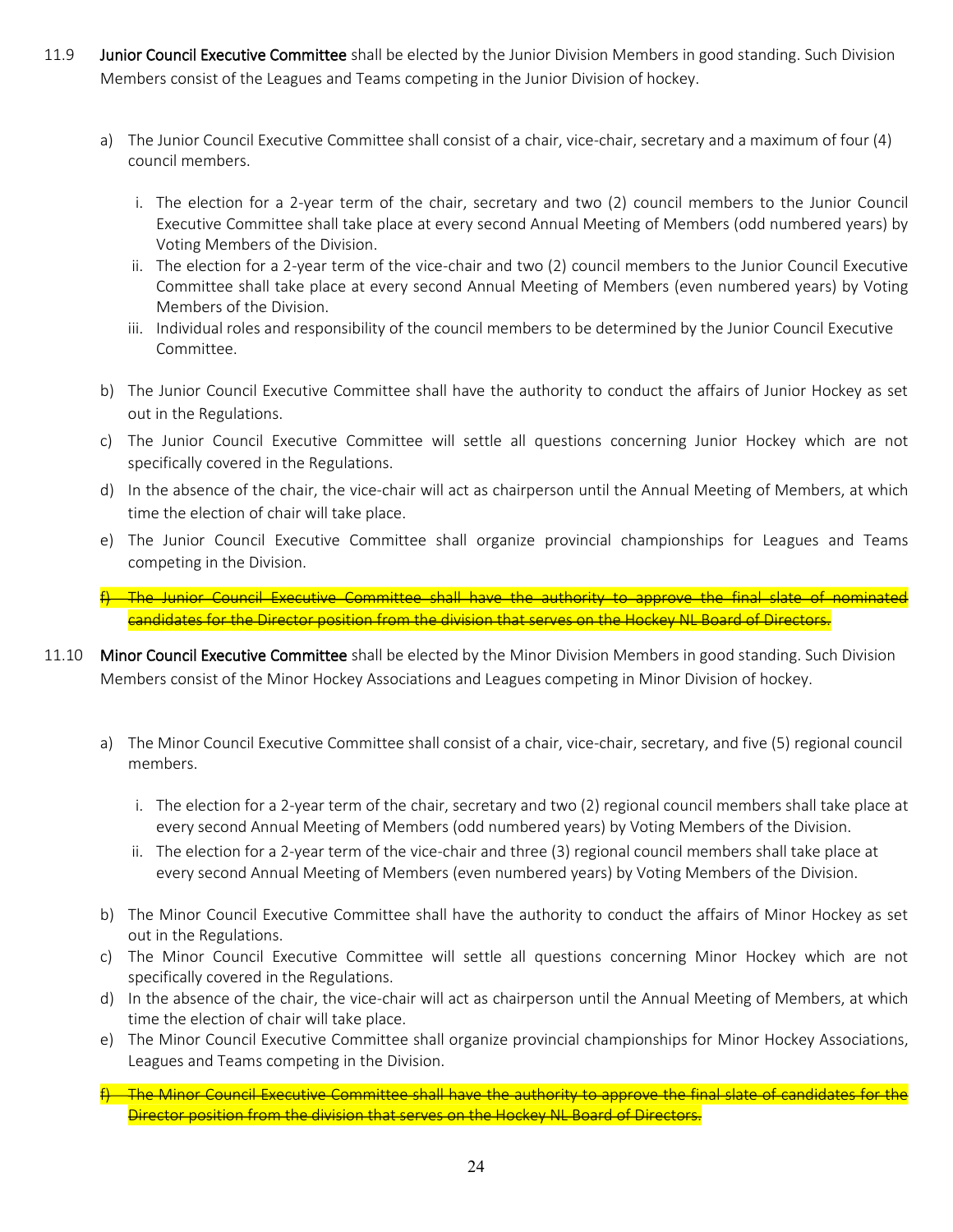11.9 **Junior Council Executive Committee** shall be elected by the Junior Division Members in good standing. Such Division Members consist of the Leagues and Teams competing in the Junior Division of hockey.

a) The Junior Council Executive Committee shall consist of a chair, vice-chair, secretary and a maximum of four (4) council members.

   i. The election for a 2-year term of the chair, secretary and two (2) council members to the Junior Council Executive Committee shall take place at every second Annual Meeting of Members (odd numbered years) by Voting Members of the Division.
   
   ii. The election for a 2-year term of the vice-chair and two (2) council members to the Junior Council Executive Committee shall take place at every second Annual Meeting of Members (even numbered years) by Voting Members of the Division.
   
   iii. Individual roles and responsibility of the council members to be determined by the Junior Council Executive Committee.

b) The Junior Council Executive Committee shall have the authority to conduct the affairs of Junior Hockey as set out in the Regulations.

c) The Junior Council Executive Committee will settle all questions concerning Junior Hockey which are not specifically covered in the Regulations.

d) In the absence of the chair, the vice-chair will act as chairperson until the Annual Meeting of Members, at which time the election of chair will take place.

e) The Junior Council Executive Committee shall organize provincial championships for Leagues and Teams competing in the Division.

~~f) The Junior Council Executive Committee shall have the authority to approve the final slate of nominated candidates for the Director position from the division that serves on the Hockey NL Board of Directors.~~

11.10 **Minor Council Executive Committee** shall be elected by the Minor Division Members in good standing. Such Division Members consist of the Minor Hockey Associations and Leagues competing in Minor Division of hockey.

a) The Minor Council Executive Committee shall consist of a chair, vice-chair, secretary, and five (5) regional council members.

   i. The election for a 2-year term of the chair, secretary and two (2) regional council members shall take place at every second Annual Meeting of Members (odd numbered years) by Voting Members of the Division.
   
   ii. The election for a 2-year term of the vice-chair and three (3) regional council members shall take place at every second Annual Meeting of Members (even numbered years) by Voting Members of the Division.

b) The Minor Council Executive Committee shall have the authority to conduct the affairs of Minor Hockey as set out in the Regulations.

c) The Minor Council Executive Committee will settle all questions concerning Minor Hockey which are not specifically covered in the Regulations.

d) In the absence of the chair, the vice-chair will act as chairperson until the Annual Meeting of Members, at which time the election of chair will take place.

e) The Minor Council Executive Committee shall organize provincial championships for Minor Hockey Associations, Leagues and Teams competing in the Division.

~~f) The Minor Council Executive Committee shall have the authority to approve the final slate of candidates for the Director position from the division that serves on the Hockey NL Board of Directors.~~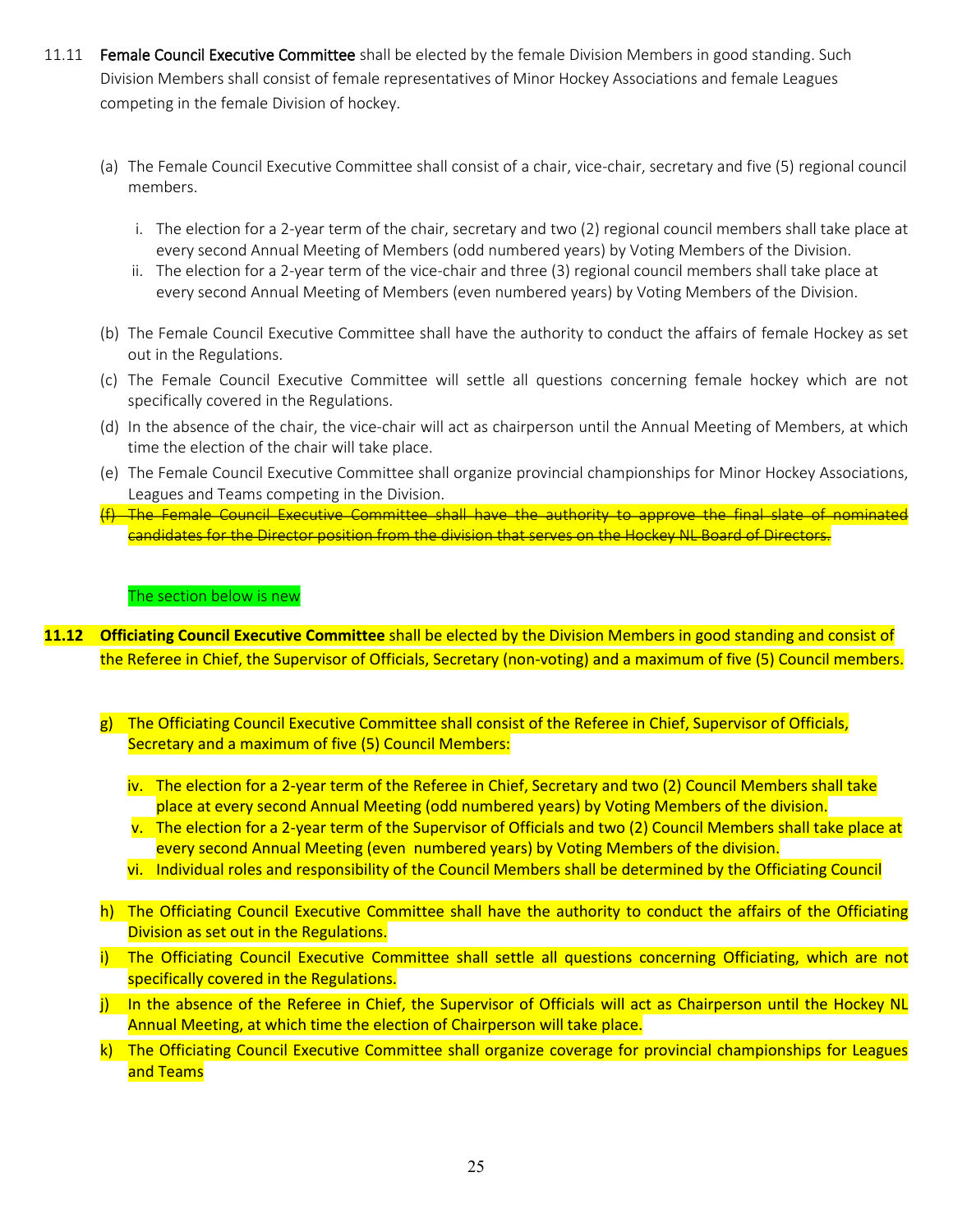11.11 **Female Council Executive Committee** shall be elected by the female Division Members in good standing. Such Division Members shall consist of female representatives of Minor Hockey Associations and female Leagues competing in the female Division of hockey.

(a) The Female Council Executive Committee shall consist of a chair, vice-chair, secretary and five (5) regional council members.

i. The election for a 2-year term of the chair, secretary and two (2) regional council members shall take place at every second Annual Meeting of Members (odd numbered years) by Voting Members of the Division.

ii. The election for a 2-year term of the vice-chair and three (3) regional council members shall take place at every second Annual Meeting of Members (even numbered years) by Voting Members of the Division.

(b) The Female Council Executive Committee shall have the authority to conduct the affairs of female Hockey as set out in the Regulations.

(c) The Female Council Executive Committee will settle all questions concerning female hockey which are not specifically covered in the Regulations.

(d) In the absence of the chair, the vice-chair will act as chairperson until the Annual Meeting of Members, at which time the election of the chair will take place.

(e) The Female Council Executive Committee shall organize provincial championships for Minor Hockey Associations, Leagues and Teams competing in the Division.

~~(f) The Female Council Executive Committee shall have the authority to approve the final slate of nominated candidates for the Director position from the division that serves on the Hockey NL Board of Directors.~~

The section below is new

**11.12 Officiating Council Executive Committee** shall be elected by the Division Members in good standing and consist of the Referee in Chief, the Supervisor of Officials, Secretary (non-voting) and a maximum of five (5) Council members.

g) The Officiating Council Executive Committee shall consist of the Referee in Chief, Supervisor of Officials, Secretary and a maximum of five (5) Council Members:

iv. The election for a 2-year term of the Referee in Chief, Secretary and two (2) Council Members shall take place at every second Annual Meeting (odd numbered years) by Voting Members of the division.

v. The election for a 2-year term of the Supervisor of Officials and two (2) Council Members shall take place at every second Annual Meeting (even numbered years) by Voting Members of the division.

vi. Individual roles and responsibility of the Council Members shall be determined by the Officiating Council

h) The Officiating Council Executive Committee shall have the authority to conduct the affairs of the Officiating Division as set out in the Regulations.

i) The Officiating Council Executive Committee shall settle all questions concerning Officiating, which are not specifically covered in the Regulations.

j) In the absence of the Referee in Chief, the Supervisor of Officials will act as Chairperson until the Hockey NL Annual Meeting, at which time the election of Chairperson will take place.

k) The Officiating Council Executive Committee shall organize coverage for provincial championships for Leagues and Teams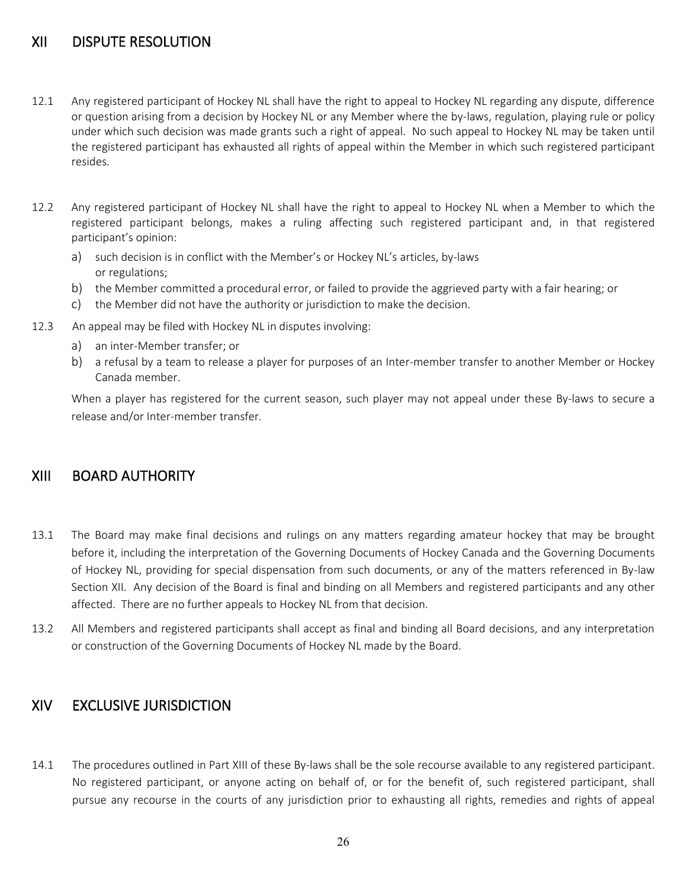## XII DISPUTE RESOLUTION

12.1 Any registered participant of Hockey NL shall have the right to appeal to Hockey NL regarding any dispute, difference or question arising from a decision by Hockey NL or any Member where the by-laws, regulation, playing rule or policy under which such decision was made grants such a right of appeal. No such appeal to Hockey NL may be taken until the registered participant has exhausted all rights of appeal within the Member in which such registered participant resides.

12.2 Any registered participant of Hockey NL shall have the right to appeal to Hockey NL when a Member to which the registered participant belongs, makes a ruling affecting such registered participant and, in that registered participant's opinion:

a) such decision is in conflict with the Member's or Hockey NL's articles, by-laws or regulations;
b) the Member committed a procedural error, or failed to provide the aggrieved party with a fair hearing; or
c) the Member did not have the authority or jurisdiction to make the decision.

12.3 An appeal may be filed with Hockey NL in disputes involving:

a) an inter-Member transfer; or
b) a refusal by a team to release a player for purposes of an Inter-member transfer to another Member or Hockey Canada member.

When a player has registered for the current season, such player may not appeal under these By-laws to secure a release and/or Inter-member transfer.

## XIII BOARD AUTHORITY

13.1 The Board may make final decisions and rulings on any matters regarding amateur hockey that may be brought before it, including the interpretation of the Governing Documents of Hockey Canada and the Governing Documents of Hockey NL, providing for special dispensation from such documents, or any of the matters referenced in By-law Section XII. Any decision of the Board is final and binding on all Members and registered participants and any other affected. There are no further appeals to Hockey NL from that decision.

13.2 All Members and registered participants shall accept as final and binding all Board decisions, and any interpretation or construction of the Governing Documents of Hockey NL made by the Board.

## XIV EXCLUSIVE JURISDICTION

14.1 The procedures outlined in Part XIII of these By-laws shall be the sole recourse available to any registered participant. No registered participant, or anyone acting on behalf of, or for the benefit of, such registered participant, shall pursue any recourse in the courts of any jurisdiction prior to exhausting all rights, remedies and rights of appeal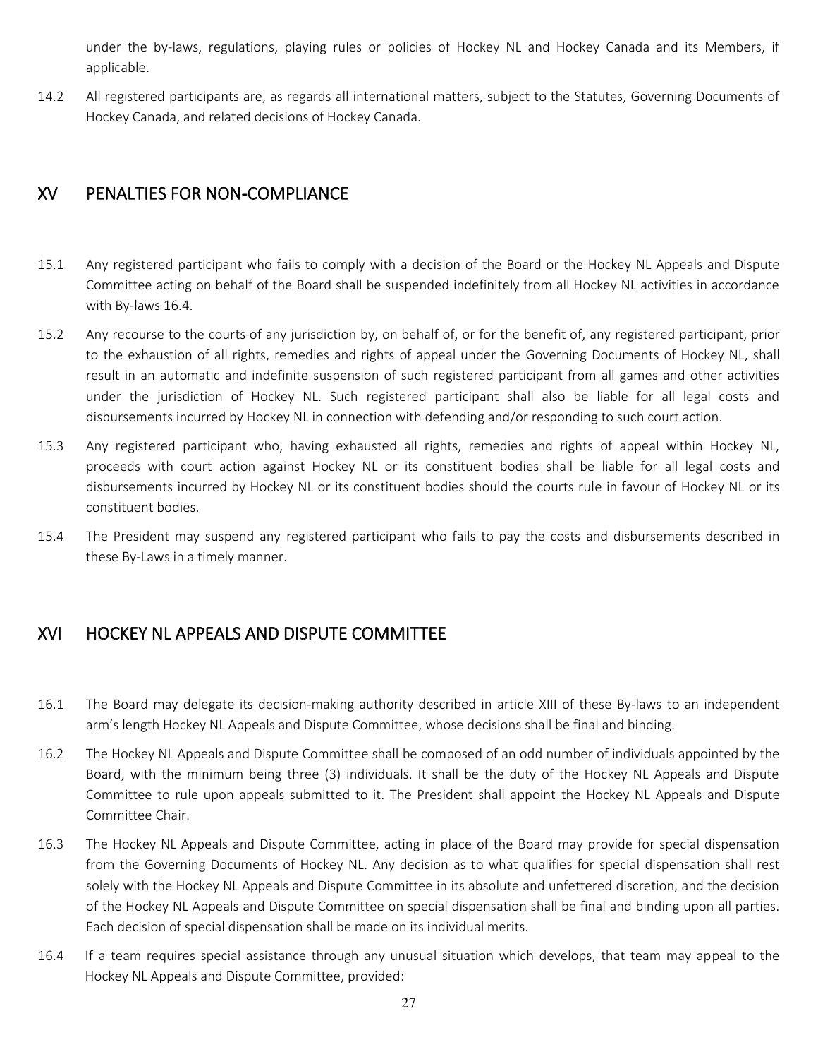under the by-laws, regulations, playing rules or policies of Hockey NL and Hockey Canada and its Members, if applicable.

14.2 All registered participants are, as regards all international matters, subject to the Statutes, Governing Documents of Hockey Canada, and related decisions of Hockey Canada.

## XV PENALTIES FOR NON-COMPLIANCE

15.1 Any registered participant who fails to comply with a decision of the Board or the Hockey NL Appeals and Dispute Committee acting on behalf of the Board shall be suspended indefinitely from all Hockey NL activities in accordance with By-laws 16.4.

15.2 Any recourse to the courts of any jurisdiction by, on behalf of, or for the benefit of, any registered participant, prior to the exhaustion of all rights, remedies and rights of appeal under the Governing Documents of Hockey NL, shall result in an automatic and indefinite suspension of such registered participant from all games and other activities under the jurisdiction of Hockey NL. Such registered participant shall also be liable for all legal costs and disbursements incurred by Hockey NL in connection with defending and/or responding to such court action.

15.3 Any registered participant who, having exhausted all rights, remedies and rights of appeal within Hockey NL, proceeds with court action against Hockey NL or its constituent bodies shall be liable for all legal costs and disbursements incurred by Hockey NL or its constituent bodies should the courts rule in favour of Hockey NL or its constituent bodies.

15.4 The President may suspend any registered participant who fails to pay the costs and disbursements described in these By-Laws in a timely manner.

## XVI HOCKEY NL APPEALS AND DISPUTE COMMITTEE

16.1 The Board may delegate its decision-making authority described in article XIII of these By-laws to an independent arm's length Hockey NL Appeals and Dispute Committee, whose decisions shall be final and binding.

16.2 The Hockey NL Appeals and Dispute Committee shall be composed of an odd number of individuals appointed by the Board, with the minimum being three (3) individuals. It shall be the duty of the Hockey NL Appeals and Dispute Committee to rule upon appeals submitted to it. The President shall appoint the Hockey NL Appeals and Dispute Committee Chair.

16.3 The Hockey NL Appeals and Dispute Committee, acting in place of the Board may provide for special dispensation from the Governing Documents of Hockey NL. Any decision as to what qualifies for special dispensation shall rest solely with the Hockey NL Appeals and Dispute Committee in its absolute and unfettered discretion, and the decision of the Hockey NL Appeals and Dispute Committee on special dispensation shall be final and binding upon all parties. Each decision of special dispensation shall be made on its individual merits.

16.4 If a team requires special assistance through any unusual situation which develops, that team may appeal to the Hockey NL Appeals and Dispute Committee, provided: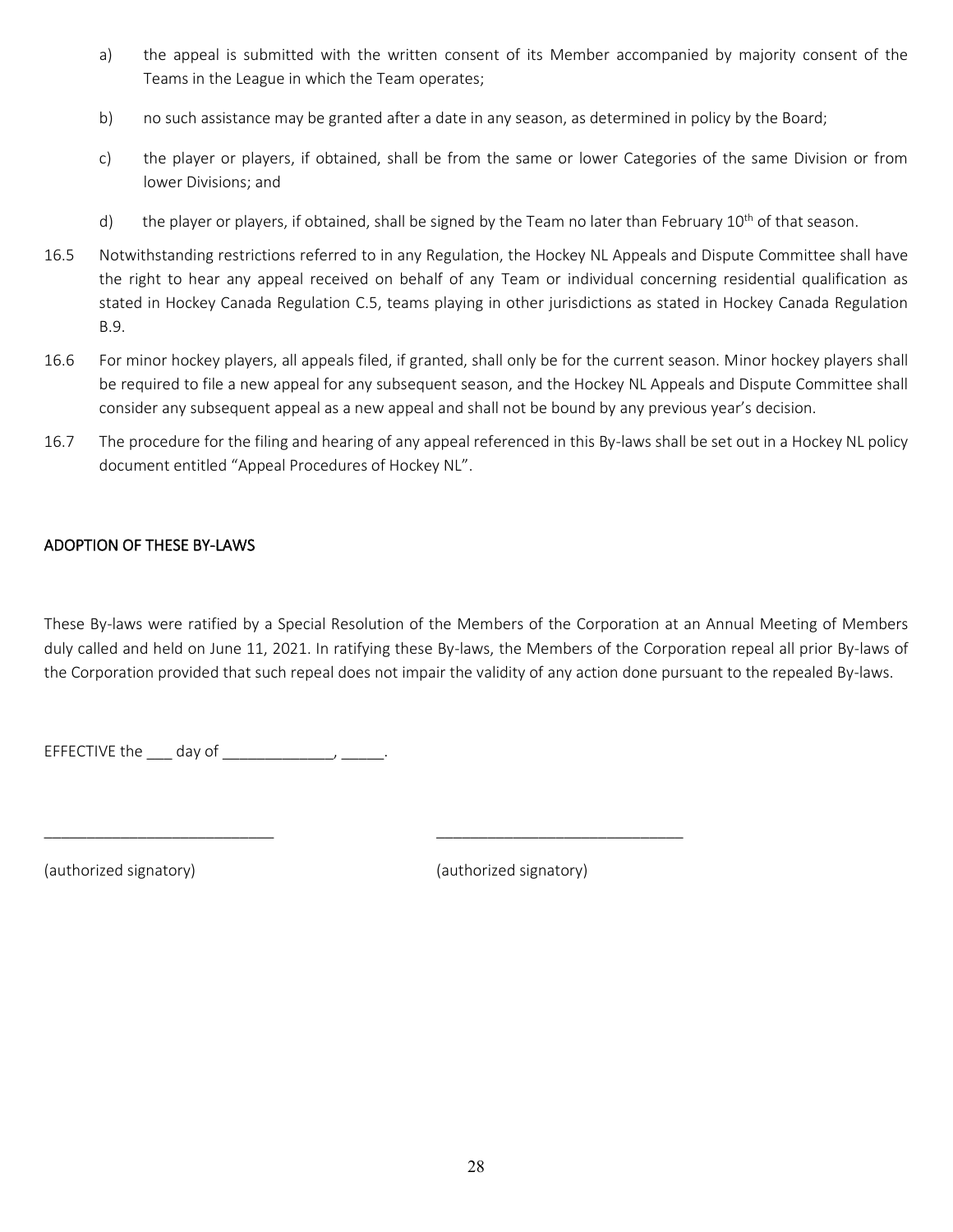a) the appeal is submitted with the written consent of its Member accompanied by majority consent of the Teams in the League in which the Team operates;

b) no such assistance may be granted after a date in any season, as determined in policy by the Board;

c) the player or players, if obtained, shall be from the same or lower Categories of the same Division or from lower Divisions; and

d) the player or players, if obtained, shall be signed by the Team no later than February 10th of that season.

16.5 Notwithstanding restrictions referred to in any Regulation, the Hockey NL Appeals and Dispute Committee shall have the right to hear any appeal received on behalf of any Team or individual concerning residential qualification as stated in Hockey Canada Regulation C.5, teams playing in other jurisdictions as stated in Hockey Canada Regulation B.9.

16.6 For minor hockey players, all appeals filed, if granted, shall only be for the current season. Minor hockey players shall be required to file a new appeal for any subsequent season, and the Hockey NL Appeals and Dispute Committee shall consider any subsequent appeal as a new appeal and shall not be bound by any previous year's decision.

16.7 The procedure for the filing and hearing of any appeal referenced in this By-laws shall be set out in a Hockey NL policy document entitled "Appeal Procedures of Hockey NL".

## ADOPTION OF THESE BY-LAWS

These By-laws were ratified by a Special Resolution of the Members of the Corporation at an Annual Meeting of Members duly called and held on June 11, 2021. In ratifying these By-laws, the Members of the Corporation repeal all prior By-laws of the Corporation provided that such repeal does not impair the validity of any action done pursuant to the repealed By-laws.

EFFECTIVE the ___ day of _____________, _____.

___________________________ _____________________________

(authorized signatory) (authorized signatory)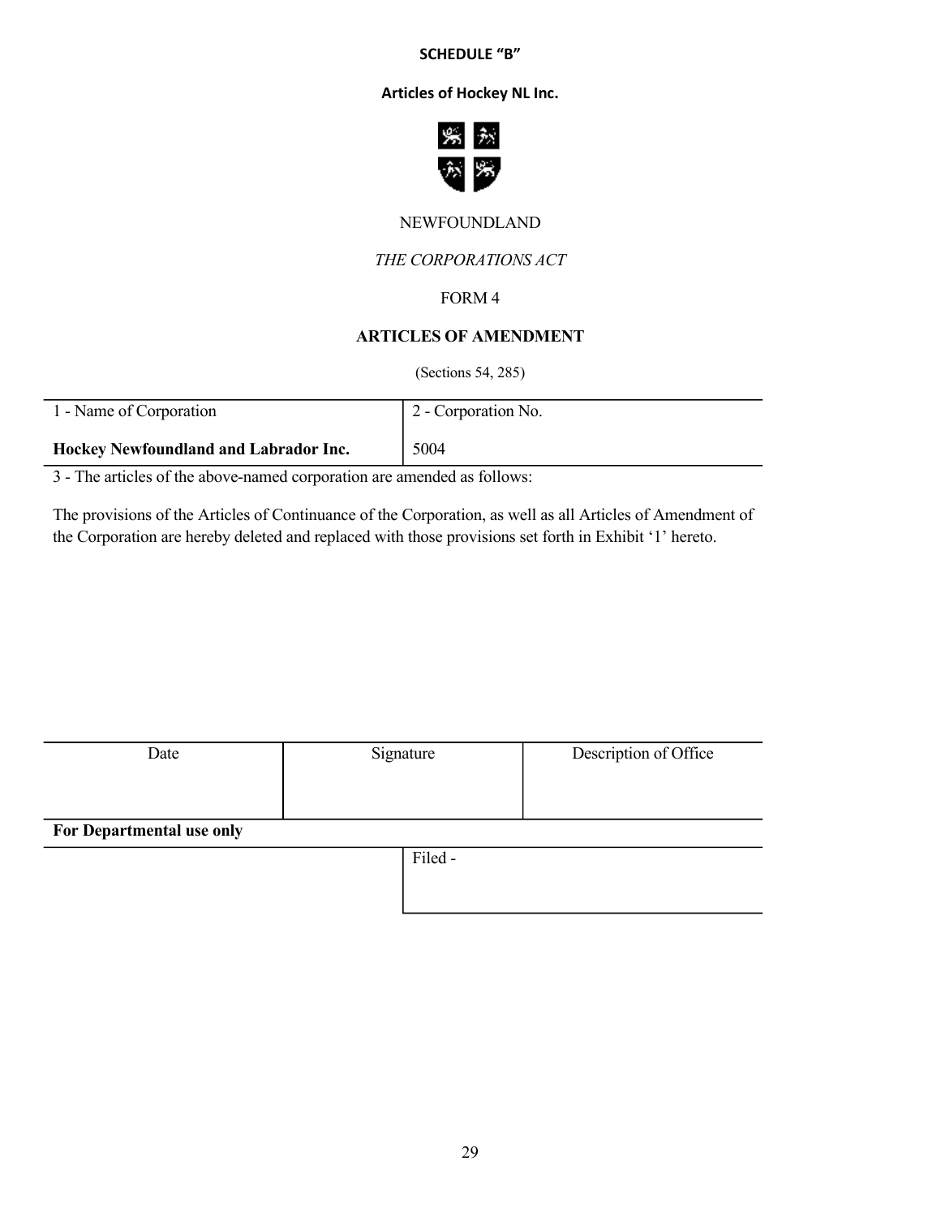**SCHEDULE "B"**

**Articles of Hockey NL Inc.**

NEWFOUNDLAND

*THE CORPORATIONS ACT*

FORM 4

**ARTICLES OF AMENDMENT**

(Sections 54, 285)

| 1 - Name of Corporation | 2 - Corporation No. |
|---|---|
| **Hockey Newfoundland and Labrador Inc.** | 5004 |

3 - The articles of the above-named corporation are amended as follows:

The provisions of the Articles of Continuance of the Corporation, as well as all Articles of Amendment of the Corporation are hereby deleted and replaced with those provisions set forth in Exhibit '1' hereto.

| Date | Signature | Description of Office |
|---|---|---|
| | | |

**For Departmental use only**

| | Filed - |
|---|---|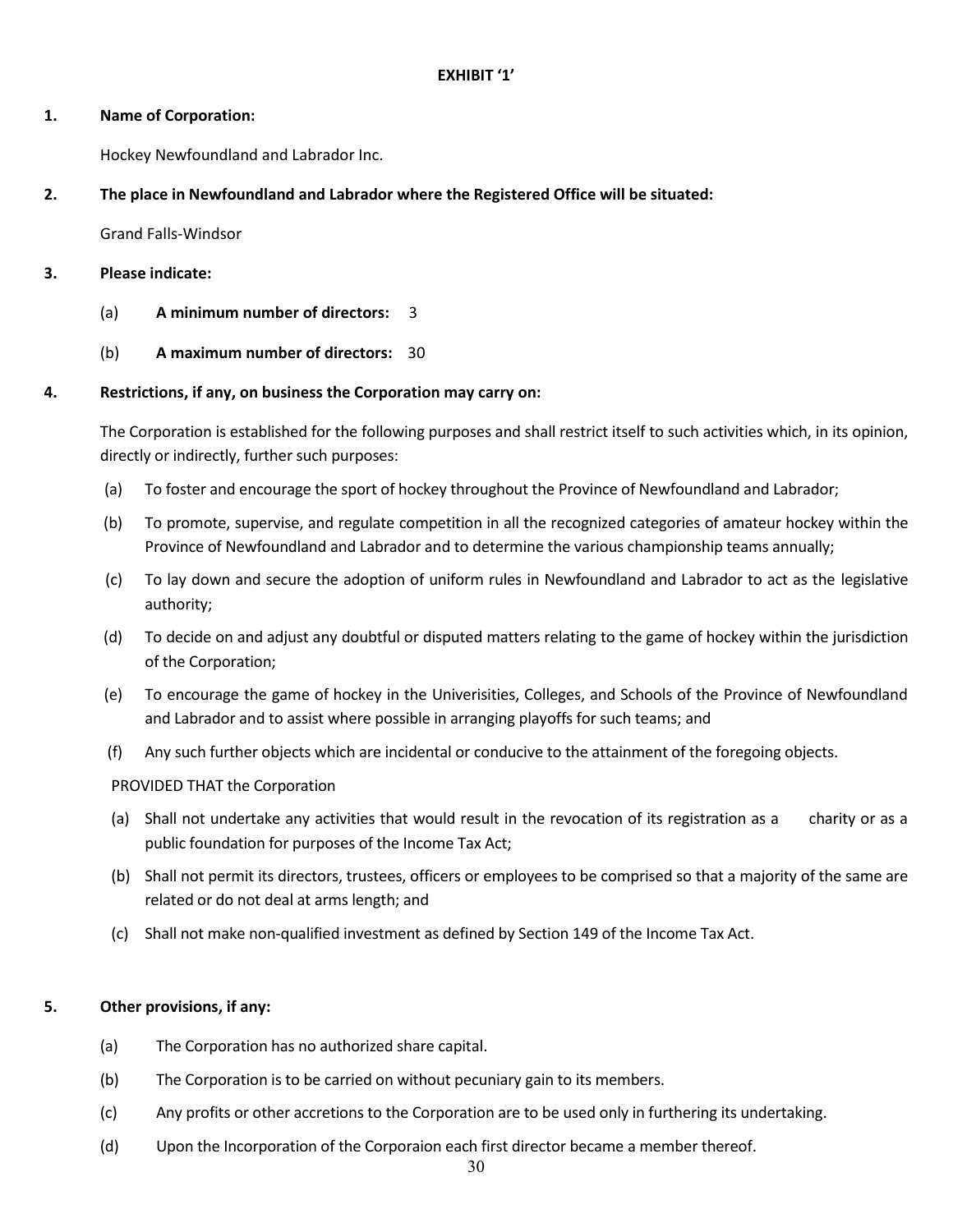**EXHIBIT '1'**

**1. Name of Corporation:**

Hockey Newfoundland and Labrador Inc.

**2. The place in Newfoundland and Labrador where the Registered Office will be situated:**

Grand Falls-Windsor

**3. Please indicate:**

(a) **A minimum number of directors:** 3

(b) **A maximum number of directors:** 30

**4. Restrictions, if any, on business the Corporation may carry on:**

The Corporation is established for the following purposes and shall restrict itself to such activities which, in its opinion, directly or indirectly, further such purposes:

(a) To foster and encourage the sport of hockey throughout the Province of Newfoundland and Labrador;

(b) To promote, supervise, and regulate competition in all the recognized categories of amateur hockey within the Province of Newfoundland and Labrador and to determine the various championship teams annually;

(c) To lay down and secure the adoption of uniform rules in Newfoundland and Labrador to act as the legislative authority;

(d) To decide on and adjust any doubtful or disputed matters relating to the game of hockey within the jurisdiction of the Corporation;

(e) To encourage the game of hockey in the Univerisities, Colleges, and Schools of the Province of Newfoundland and Labrador and to assist where possible in arranging playoffs for such teams; and

(f) Any such further objects which are incidental or conducive to the attainment of the foregoing objects.

PROVIDED THAT the Corporation

(a) Shall not undertake any activities that would result in the revocation of its registration as a charity or as a public foundation for purposes of the Income Tax Act;

(b) Shall not permit its directors, trustees, officers or employees to be comprised so that a majority of the same are related or do not deal at arms length; and

(c) Shall not make non-qualified investment as defined by Section 149 of the Income Tax Act.

**5. Other provisions, if any:**

(a) The Corporation has no authorized share capital.

(b) The Corporation is to be carried on without pecuniary gain to its members.

(c) Any profits or other accretions to the Corporation are to be used only in furthering its undertaking.

(d) Upon the Incorporation of the Corporaion each first director became a member thereof.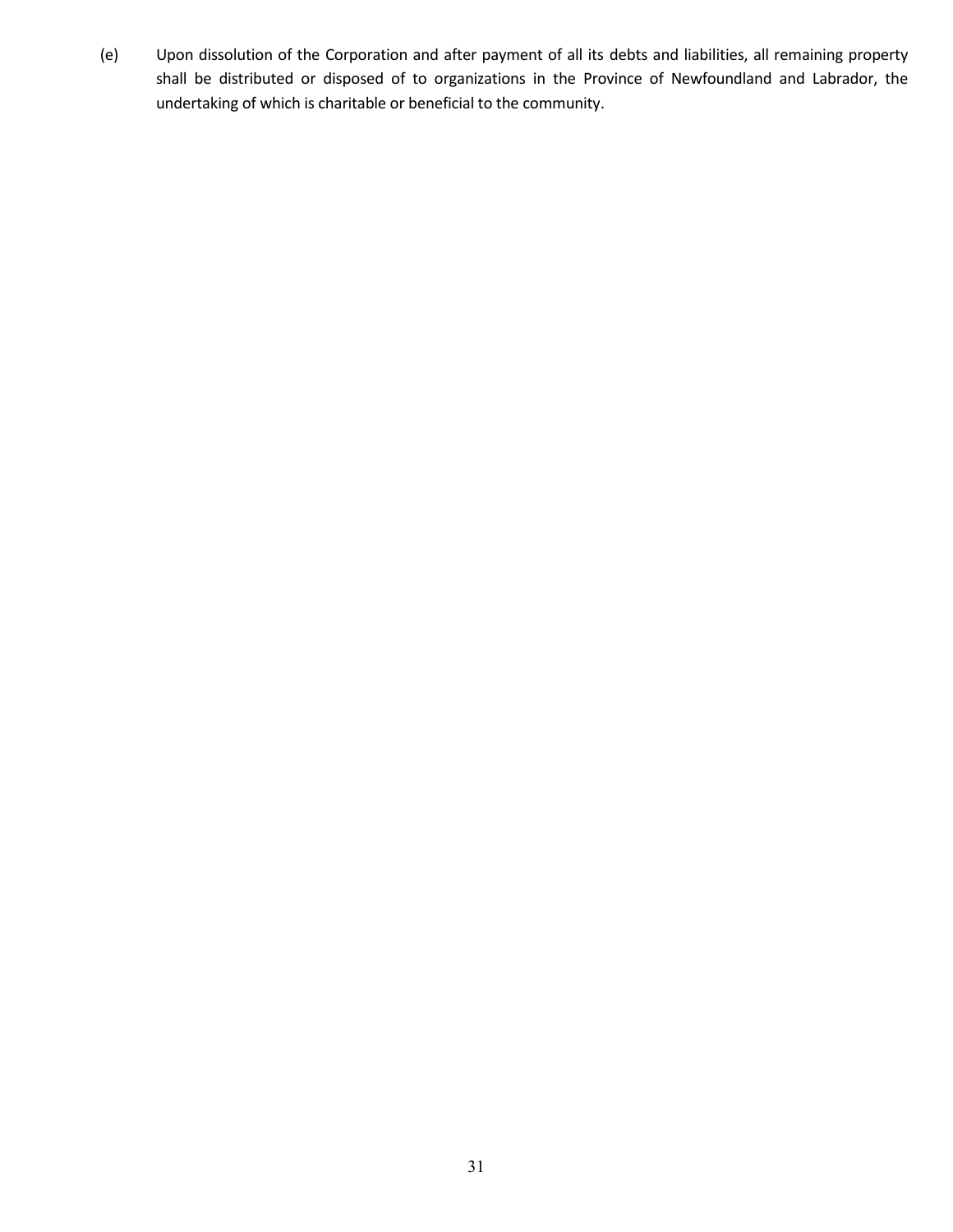(e) Upon dissolution of the Corporation and after payment of all its debts and liabilities, all remaining property shall be distributed or disposed of to organizations in the Province of Newfoundland and Labrador, the undertaking of which is charitable or beneficial to the community.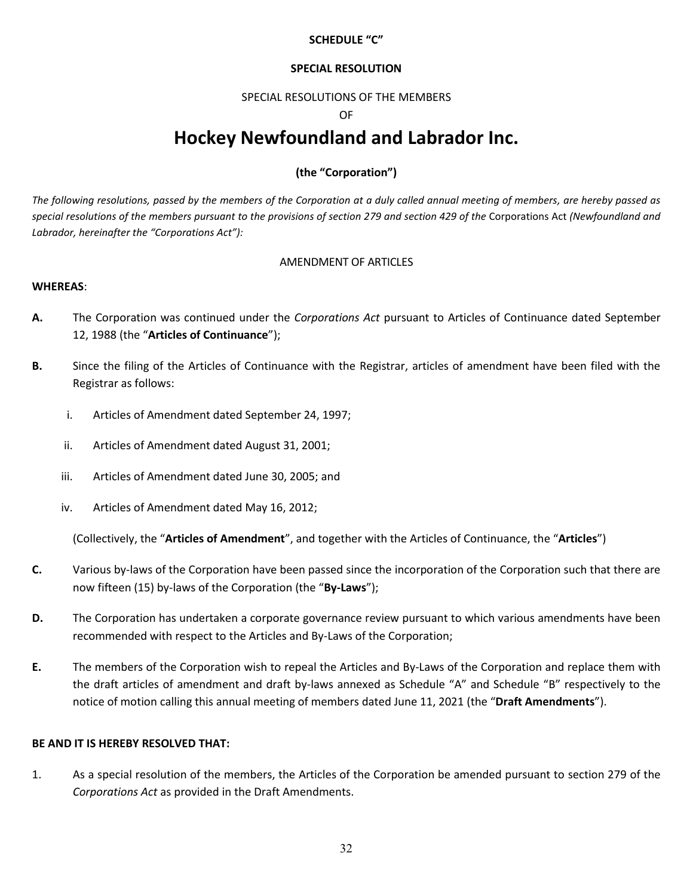**SCHEDULE "C"**

**SPECIAL RESOLUTION**

SPECIAL RESOLUTIONS OF THE MEMBERS

OF

# Hockey Newfoundland and Labrador Inc.

**(the "Corporation")**

*The following resolutions, passed by the members of the Corporation at a duly called annual meeting of members, are hereby passed as special resolutions of the members pursuant to the provisions of section 279 and section 429 of the* Corporations Act *(Newfoundland and Labrador, hereinafter the "Corporations Act"):*

AMENDMENT OF ARTICLES

**WHEREAS**:

**A.** The Corporation was continued under the *Corporations Act* pursuant to Articles of Continuance dated September 12, 1988 (the "**Articles of Continuance**");

**B.** Since the filing of the Articles of Continuance with the Registrar, articles of amendment have been filed with the Registrar as follows:

i. Articles of Amendment dated September 24, 1997;

ii. Articles of Amendment dated August 31, 2001;

iii. Articles of Amendment dated June 30, 2005; and

iv. Articles of Amendment dated May 16, 2012;

(Collectively, the "**Articles of Amendment**", and together with the Articles of Continuance, the "**Articles**")

**C.** Various by-laws of the Corporation have been passed since the incorporation of the Corporation such that there are now fifteen (15) by-laws of the Corporation (the "**By-Laws**");

**D.** The Corporation has undertaken a corporate governance review pursuant to which various amendments have been recommended with respect to the Articles and By-Laws of the Corporation;

**E.** The members of the Corporation wish to repeal the Articles and By-Laws of the Corporation and replace them with the draft articles of amendment and draft by-laws annexed as Schedule "A" and Schedule "B" respectively to the notice of motion calling this annual meeting of members dated June 11, 2021 (the "**Draft Amendments**").

**BE AND IT IS HEREBY RESOLVED THAT:**

1. As a special resolution of the members, the Articles of the Corporation be amended pursuant to section 279 of the *Corporations Act* as provided in the Draft Amendments.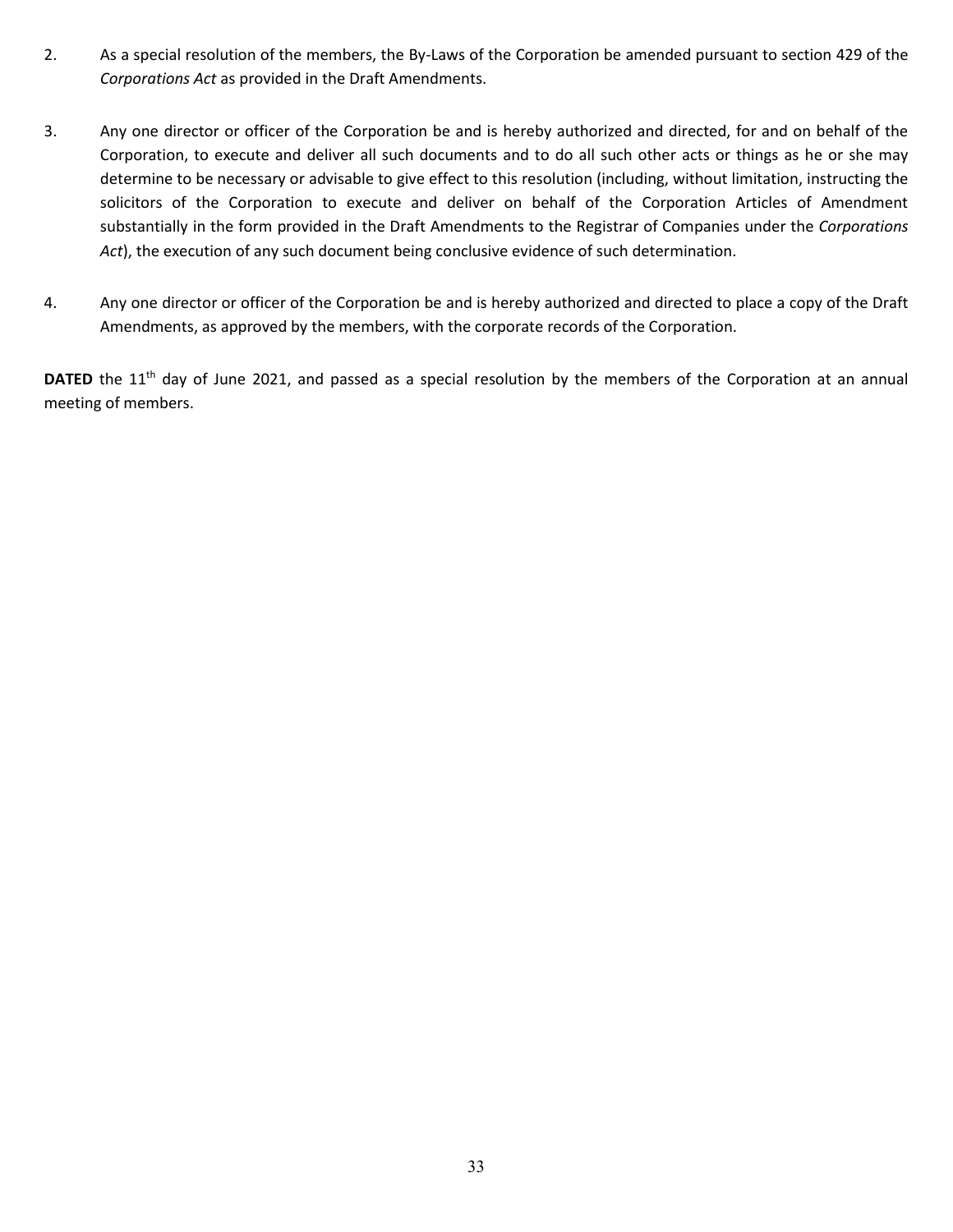2. As a special resolution of the members, the By-Laws of the Corporation be amended pursuant to section 429 of the *Corporations Act* as provided in the Draft Amendments.

3. Any one director or officer of the Corporation be and is hereby authorized and directed, for and on behalf of the Corporation, to execute and deliver all such documents and to do all such other acts or things as he or she may determine to be necessary or advisable to give effect to this resolution (including, without limitation, instructing the solicitors of the Corporation to execute and deliver on behalf of the Corporation Articles of Amendment substantially in the form provided in the Draft Amendments to the Registrar of Companies under the *Corporations Act*), the execution of any such document being conclusive evidence of such determination.

4. Any one director or officer of the Corporation be and is hereby authorized and directed to place a copy of the Draft Amendments, as approved by the members, with the corporate records of the Corporation.

**DATED** the 11th day of June 2021, and passed as a special resolution by the members of the Corporation at an annual meeting of members.